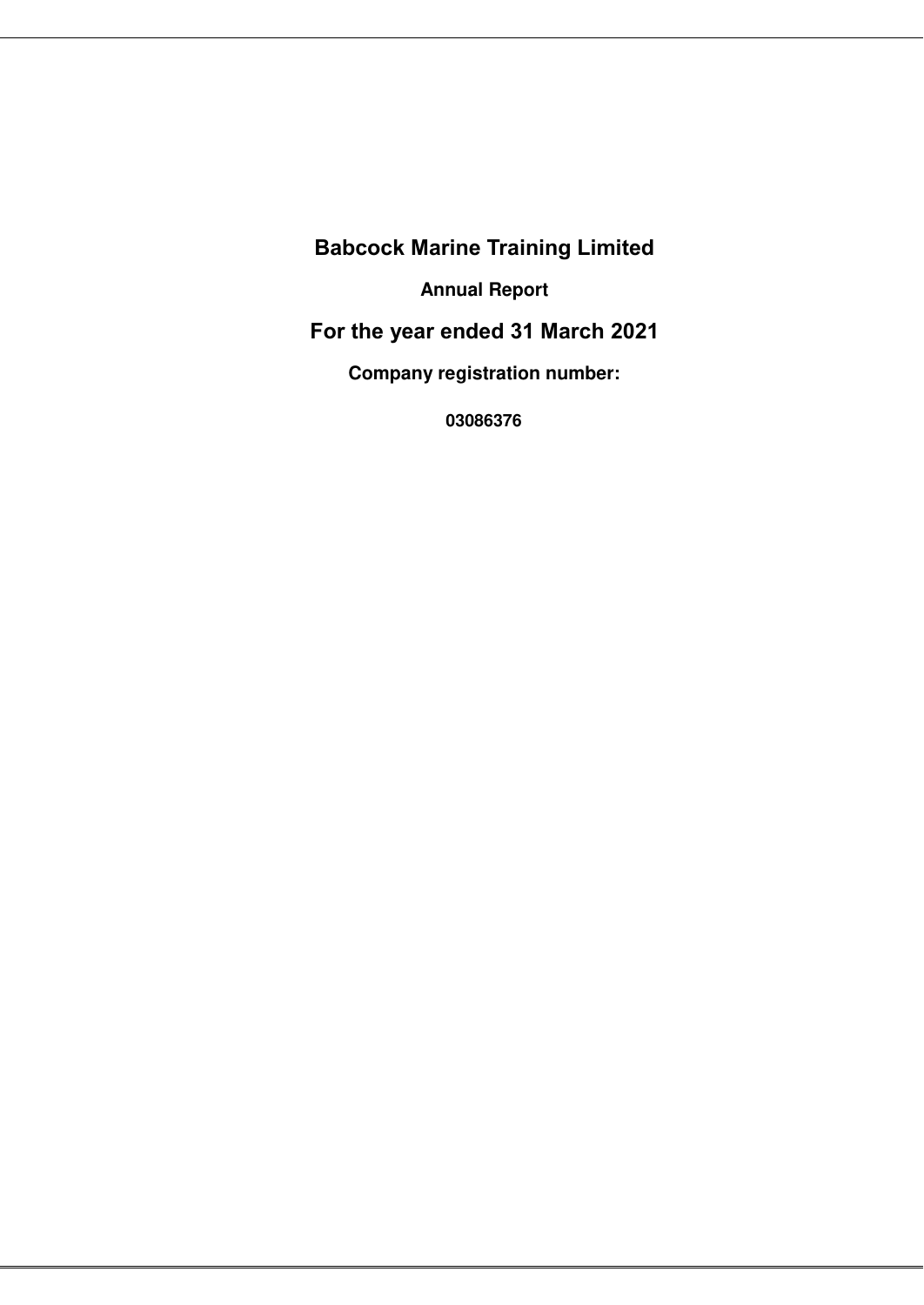# Babcock Marine Training Limited

**Annual Report**

## For the year ended 31 March 2021

**Company registration number:**

**03086376**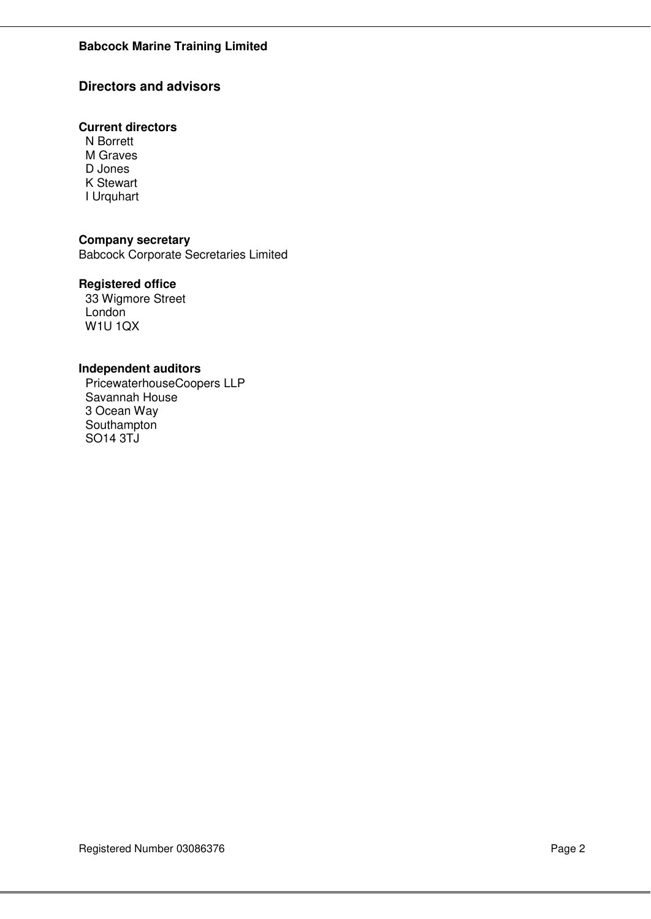## Directors and advisors

### Current directors

N Borrett
M Graves
D Jones
K Stewart
I Urquhart

### Company secretary

Babcock Corporate Secretaries Limited

### Registered office

33 Wigmore Street
London
W1U 1QX

### Independent auditors

PricewaterhouseCoopers LLP
Savannah House
3 Ocean Way
Southampton
SO14 3TJ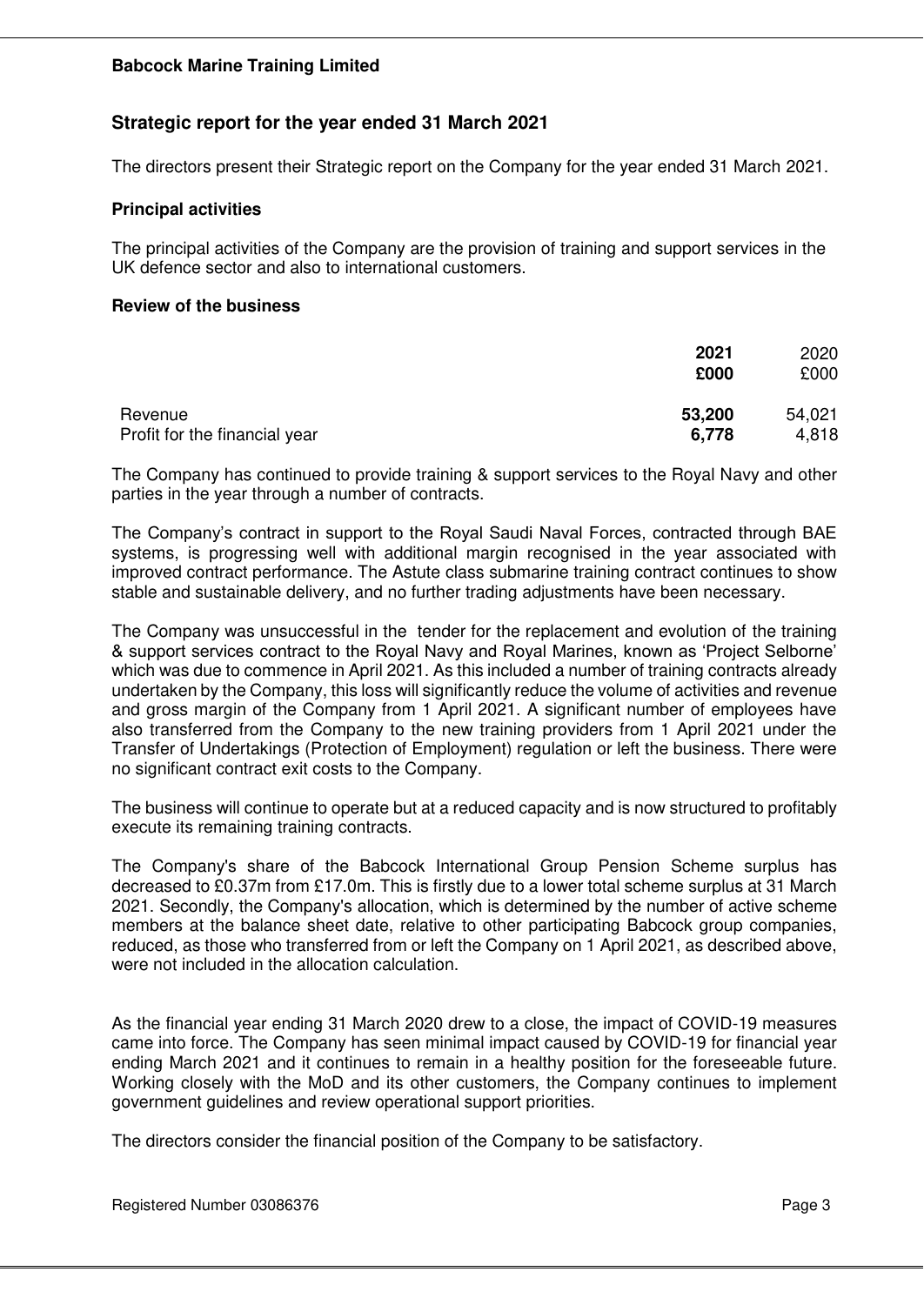**Babcock Marine Training Limited**

## Strategic report for the year ended 31 March 2021

The directors present their Strategic report on the Company for the year ended 31 March 2021.

### Principal activities

The principal activities of the Company are the provision of training and support services in the UK defence sector and also to international customers.

### Review of the business

| | 2021 £000 | 2020 £000 |
|---|---|---|
| Revenue | **53,200** | 54,021 |
| Profit for the financial year | **6,778** | 4,818 |

The Company has continued to provide training & support services to the Royal Navy and other parties in the year through a number of contracts.

The Company's contract in support to the Royal Saudi Naval Forces, contracted through BAE systems, is progressing well with additional margin recognised in the year associated with improved contract performance. The Astute class submarine training contract continues to show stable and sustainable delivery, and no further trading adjustments have been necessary.

The Company was unsuccessful in the tender for the replacement and evolution of the training & support services contract to the Royal Navy and Royal Marines, known as 'Project Selborne' which was due to commence in April 2021. As this included a number of training contracts already undertaken by the Company, this loss will significantly reduce the volume of activities and revenue and gross margin of the Company from 1 April 2021. A significant number of employees have also transferred from the Company to the new training providers from 1 April 2021 under the Transfer of Undertakings (Protection of Employment) regulation or left the business. There were no significant contract exit costs to the Company.

The business will continue to operate but at a reduced capacity and is now structured to profitably execute its remaining training contracts.

The Company's share of the Babcock International Group Pension Scheme surplus has decreased to £0.37m from £17.0m. This is firstly due to a lower total scheme surplus at 31 March 2021. Secondly, the Company's allocation, which is determined by the number of active scheme members at the balance sheet date, relative to other participating Babcock group companies, reduced, as those who transferred from or left the Company on 1 April 2021, as described above, were not included in the allocation calculation.

As the financial year ending 31 March 2020 drew to a close, the impact of COVID-19 measures came into force. The Company has seen minimal impact caused by COVID-19 for financial year ending March 2021 and it continues to remain in a healthy position for the foreseeable future. Working closely with the MoD and its other customers, the Company continues to implement government guidelines and review operational support priorities.

The directors consider the financial position of the Company to be satisfactory.

Registered Number 03086376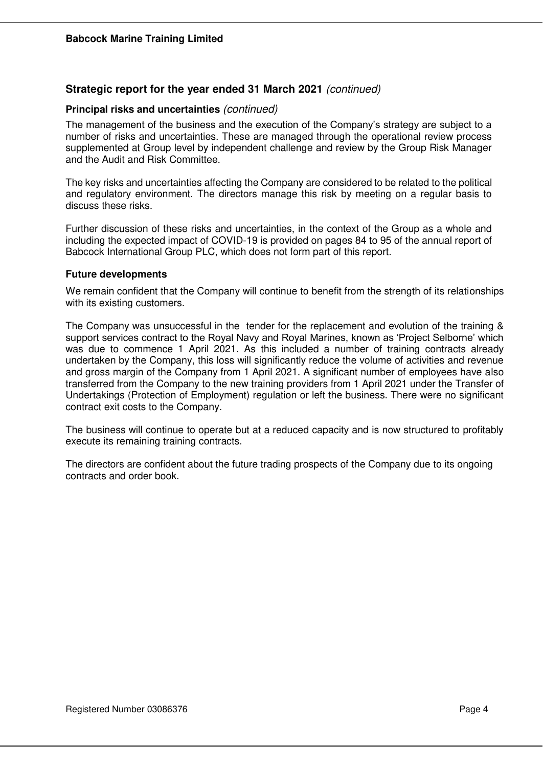## Strategic report for the year ended 31 March 2021 *(continued)*

### Principal risks and uncertainties *(continued)*

The management of the business and the execution of the Company's strategy are subject to a number of risks and uncertainties. These are managed through the operational review process supplemented at Group level by independent challenge and review by the Group Risk Manager and the Audit and Risk Committee.

The key risks and uncertainties affecting the Company are considered to be related to the political and regulatory environment. The directors manage this risk by meeting on a regular basis to discuss these risks.

Further discussion of these risks and uncertainties, in the context of the Group as a whole and including the expected impact of COVID-19 is provided on pages 84 to 95 of the annual report of Babcock International Group PLC, which does not form part of this report.

### Future developments

We remain confident that the Company will continue to benefit from the strength of its relationships with its existing customers.

The Company was unsuccessful in the tender for the replacement and evolution of the training & support services contract to the Royal Navy and Royal Marines, known as 'Project Selborne' which was due to commence 1 April 2021. As this included a number of training contracts already undertaken by the Company, this loss will significantly reduce the volume of activities and revenue and gross margin of the Company from 1 April 2021. A significant number of employees have also transferred from the Company to the new training providers from 1 April 2021 under the Transfer of Undertakings (Protection of Employment) regulation or left the business. There were no significant contract exit costs to the Company.

The business will continue to operate but at a reduced capacity and is now structured to profitably execute its remaining training contracts.

The directors are confident about the future trading prospects of the Company due to its ongoing contracts and order book.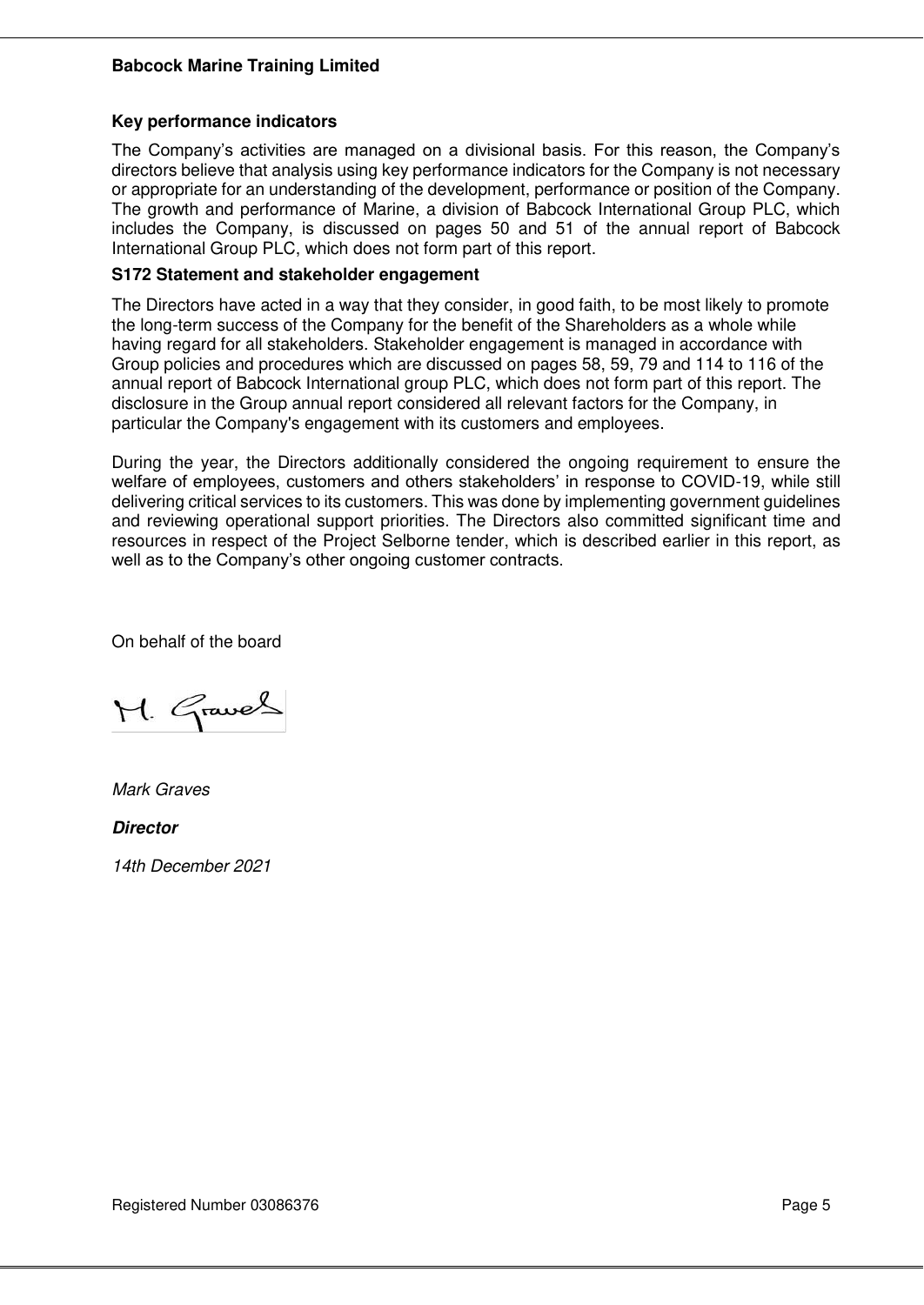## Key performance indicators

The Company's activities are managed on a divisional basis. For this reason, the Company's directors believe that analysis using key performance indicators for the Company is not necessary or appropriate for an understanding of the development, performance or position of the Company. The growth and performance of Marine, a division of Babcock International Group PLC, which includes the Company, is discussed on pages 50 and 51 of the annual report of Babcock International Group PLC, which does not form part of this report.

## S172 Statement and stakeholder engagement

The Directors have acted in a way that they consider, in good faith, to be most likely to promote the long-term success of the Company for the benefit of the Shareholders as a whole while having regard for all stakeholders. Stakeholder engagement is managed in accordance with Group policies and procedures which are discussed on pages 58, 59, 79 and 114 to 116 of the annual report of Babcock International group PLC, which does not form part of this report. The disclosure in the Group annual report considered all relevant factors for the Company, in particular the Company's engagement with its customers and employees.

During the year, the Directors additionally considered the ongoing requirement to ensure the welfare of employees, customers and others stakeholders' in response to COVID-19, while still delivering critical services to its customers. This was done by implementing government guidelines and reviewing operational support priorities. The Directors also committed significant time and resources in respect of the Project Selborne tender, which is described earlier in this report, as well as to the Company's other ongoing customer contracts.

On behalf of the board

*Mark Graves*

***Director***

*14th December 2021*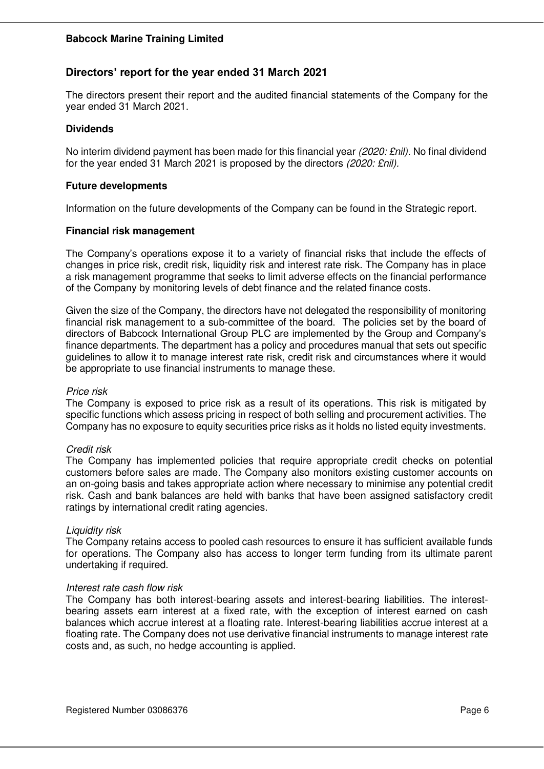**Babcock Marine Training Limited**

## Directors' report for the year ended 31 March 2021

The directors present their report and the audited financial statements of the Company for the year ended 31 March 2021.

### Dividends

No interim dividend payment has been made for this financial year *(2020: £nil)*. No final dividend for the year ended 31 March 2021 is proposed by the directors *(2020: £nil)*.

### Future developments

Information on the future developments of the Company can be found in the Strategic report.

### Financial risk management

The Company's operations expose it to a variety of financial risks that include the effects of changes in price risk, credit risk, liquidity risk and interest rate risk. The Company has in place a risk management programme that seeks to limit adverse effects on the financial performance of the Company by monitoring levels of debt finance and the related finance costs.

Given the size of the Company, the directors have not delegated the responsibility of monitoring financial risk management to a sub-committee of the board. The policies set by the board of directors of Babcock International Group PLC are implemented by the Group and Company's finance departments. The department has a policy and procedures manual that sets out specific guidelines to allow it to manage interest rate risk, credit risk and circumstances where it would be appropriate to use financial instruments to manage these.

*Price risk*
The Company is exposed to price risk as a result of its operations. This risk is mitigated by specific functions which assess pricing in respect of both selling and procurement activities. The Company has no exposure to equity securities price risks as it holds no listed equity investments.

*Credit risk*
The Company has implemented policies that require appropriate credit checks on potential customers before sales are made. The Company also monitors existing customer accounts on an on-going basis and takes appropriate action where necessary to minimise any potential credit risk. Cash and bank balances are held with banks that have been assigned satisfactory credit ratings by international credit rating agencies.

*Liquidity risk*
The Company retains access to pooled cash resources to ensure it has sufficient available funds for operations. The Company also has access to longer term funding from its ultimate parent undertaking if required.

*Interest rate cash flow risk*
The Company has both interest-bearing assets and interest-bearing liabilities. The interest-bearing assets earn interest at a fixed rate, with the exception of interest earned on cash balances which accrue interest at a floating rate. Interest-bearing liabilities accrue interest at a floating rate. The Company does not use derivative financial instruments to manage interest rate costs and, as such, no hedge accounting is applied.

Registered Number 03086376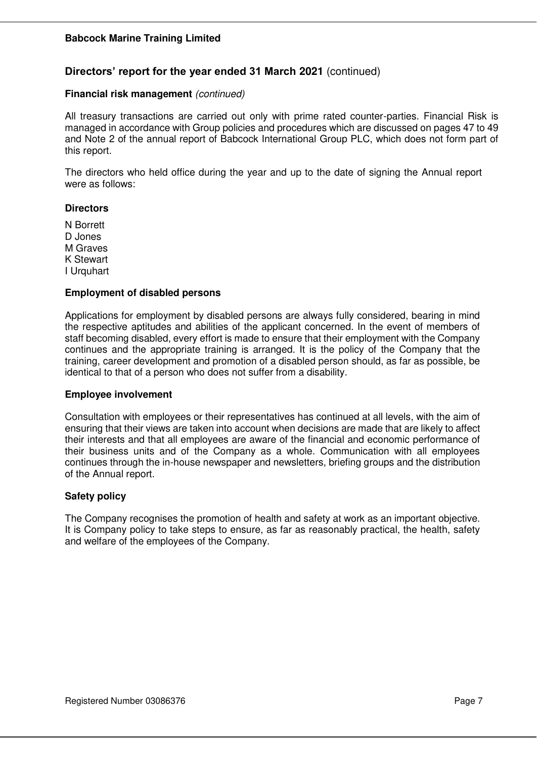## Directors' report for the year ended 31 March 2021 (continued)

### Financial risk management *(continued)*

All treasury transactions are carried out only with prime rated counter-parties. Financial Risk is managed in accordance with Group policies and procedures which are discussed on pages 47 to 49 and Note 2 of the annual report of Babcock International Group PLC, which does not form part of this report.

The directors who held office during the year and up to the date of signing the Annual report were as follows:

### Directors

N Borrett
D Jones
M Graves
K Stewart
I Urquhart

### Employment of disabled persons

Applications for employment by disabled persons are always fully considered, bearing in mind the respective aptitudes and abilities of the applicant concerned. In the event of members of staff becoming disabled, every effort is made to ensure that their employment with the Company continues and the appropriate training is arranged. It is the policy of the Company that the training, career development and promotion of a disabled person should, as far as possible, be identical to that of a person who does not suffer from a disability.

### Employee involvement

Consultation with employees or their representatives has continued at all levels, with the aim of ensuring that their views are taken into account when decisions are made that are likely to affect their interests and that all employees are aware of the financial and economic performance of their business units and of the Company as a whole. Communication with all employees continues through the in-house newspaper and newsletters, briefing groups and the distribution of the Annual report.

### Safety policy

The Company recognises the promotion of health and safety at work as an important objective. It is Company policy to take steps to ensure, as far as reasonably practical, the health, safety and welfare of the employees of the Company.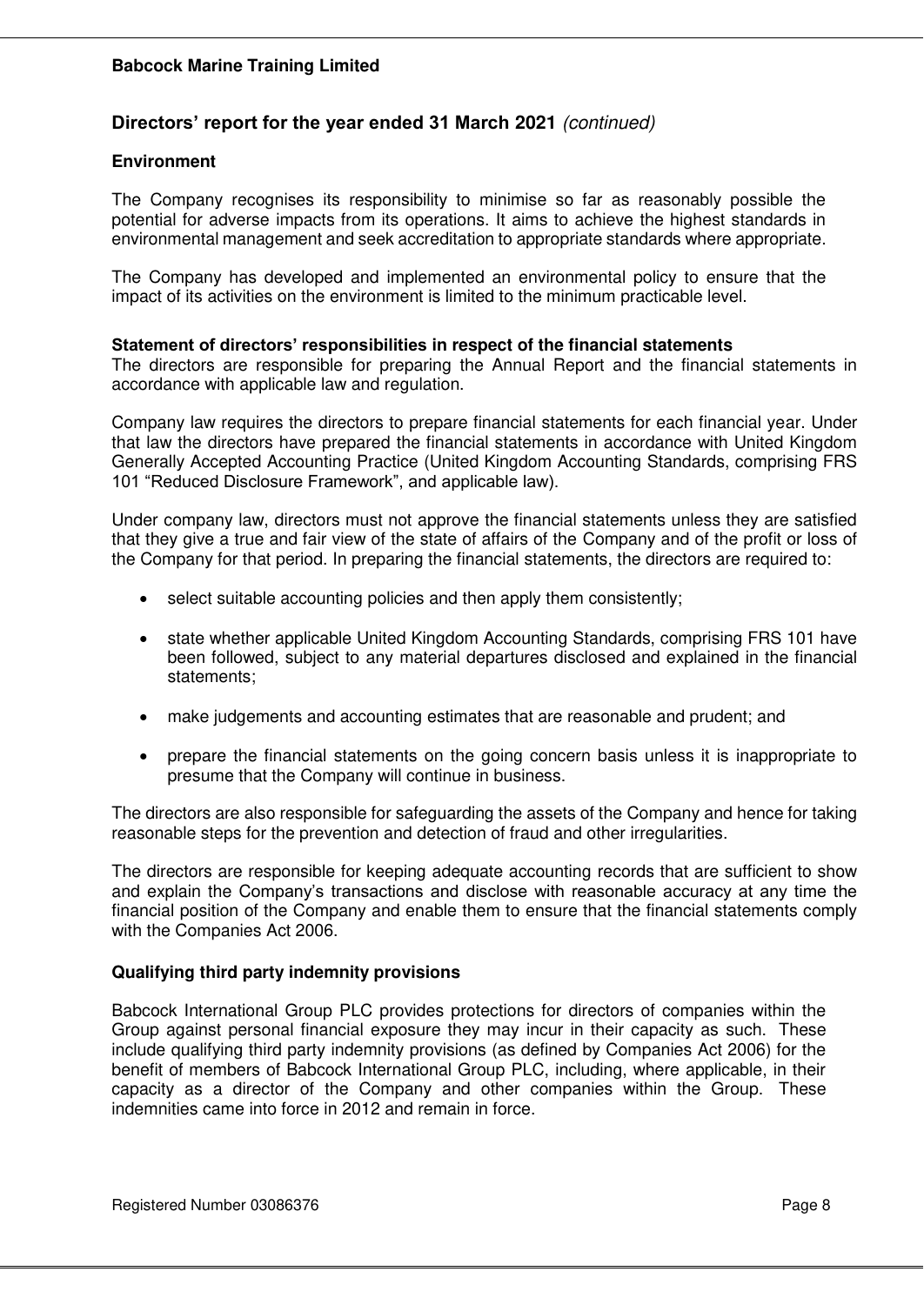## Directors' report for the year ended 31 March 2021 *(continued)*

### Environment

The Company recognises its responsibility to minimise so far as reasonably possible the potential for adverse impacts from its operations. It aims to achieve the highest standards in environmental management and seek accreditation to appropriate standards where appropriate.

The Company has developed and implemented an environmental policy to ensure that the impact of its activities on the environment is limited to the minimum practicable level.

### Statement of directors' responsibilities in respect of the financial statements

The directors are responsible for preparing the Annual Report and the financial statements in accordance with applicable law and regulation.

Company law requires the directors to prepare financial statements for each financial year. Under that law the directors have prepared the financial statements in accordance with United Kingdom Generally Accepted Accounting Practice (United Kingdom Accounting Standards, comprising FRS 101 "Reduced Disclosure Framework", and applicable law).

Under company law, directors must not approve the financial statements unless they are satisfied that they give a true and fair view of the state of affairs of the Company and of the profit or loss of the Company for that period. In preparing the financial statements, the directors are required to:

- select suitable accounting policies and then apply them consistently;
- state whether applicable United Kingdom Accounting Standards, comprising FRS 101 have been followed, subject to any material departures disclosed and explained in the financial statements;
- make judgements and accounting estimates that are reasonable and prudent; and
- prepare the financial statements on the going concern basis unless it is inappropriate to presume that the Company will continue in business.

The directors are also responsible for safeguarding the assets of the Company and hence for taking reasonable steps for the prevention and detection of fraud and other irregularities.

The directors are responsible for keeping adequate accounting records that are sufficient to show and explain the Company's transactions and disclose with reasonable accuracy at any time the financial position of the Company and enable them to ensure that the financial statements comply with the Companies Act 2006.

### Qualifying third party indemnity provisions

Babcock International Group PLC provides protections for directors of companies within the Group against personal financial exposure they may incur in their capacity as such. These include qualifying third party indemnity provisions (as defined by Companies Act 2006) for the benefit of members of Babcock International Group PLC, including, where applicable, in their capacity as a director of the Company and other companies within the Group. These indemnities came into force in 2012 and remain in force.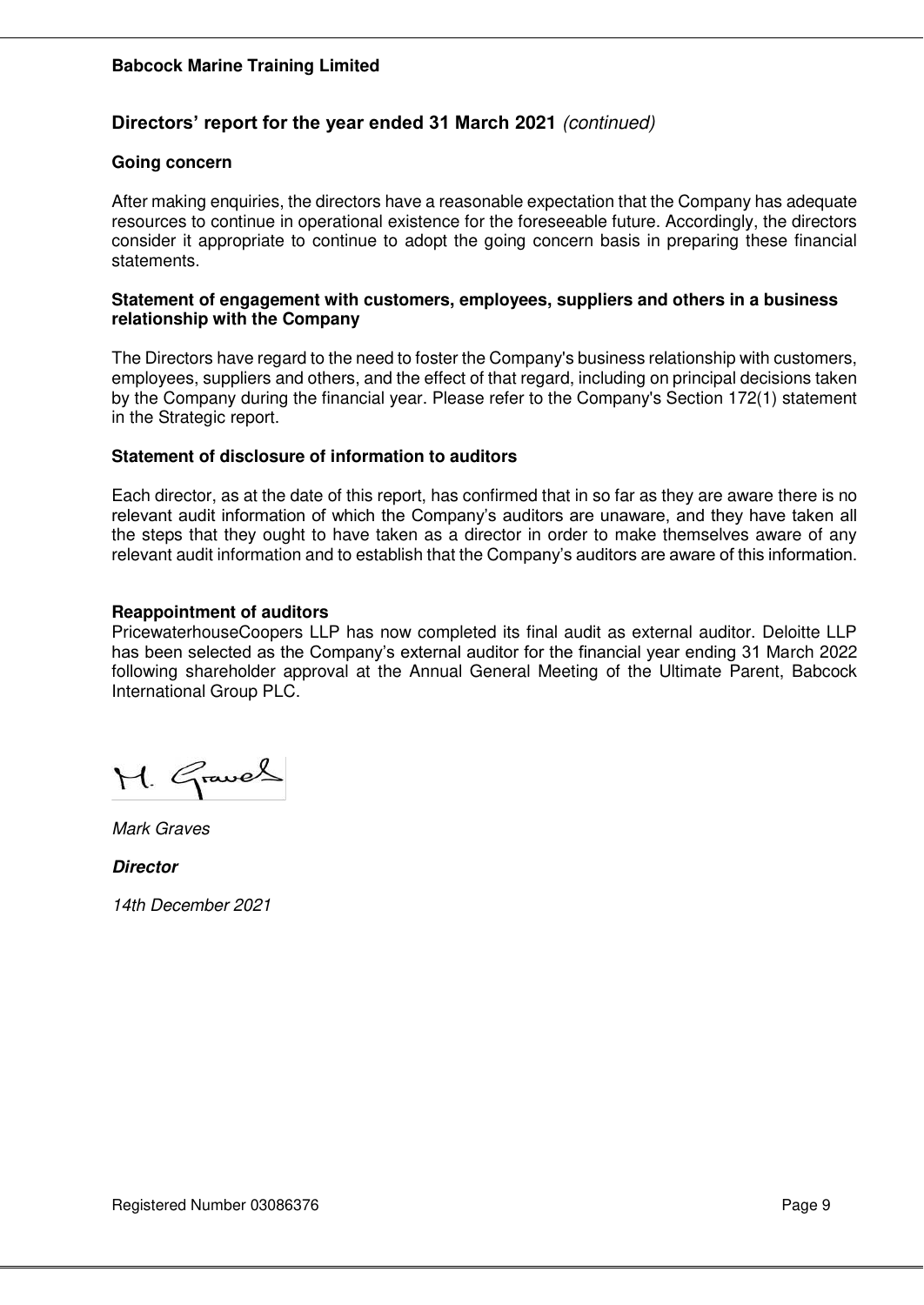## Directors' report for the year ended 31 March 2021 *(continued)*

### Going concern

After making enquiries, the directors have a reasonable expectation that the Company has adequate resources to continue in operational existence for the foreseeable future. Accordingly, the directors consider it appropriate to continue to adopt the going concern basis in preparing these financial statements.

### Statement of engagement with customers, employees, suppliers and others in a business relationship with the Company

The Directors have regard to the need to foster the Company's business relationship with customers, employees, suppliers and others, and the effect of that regard, including on principal decisions taken by the Company during the financial year. Please refer to the Company's Section 172(1) statement in the Strategic report.

### Statement of disclosure of information to auditors

Each director, as at the date of this report, has confirmed that in so far as they are aware there is no relevant audit information of which the Company's auditors are unaware, and they have taken all the steps that they ought to have taken as a director in order to make themselves aware of any relevant audit information and to establish that the Company's auditors are aware of this information.

### Reappointment of auditors

PricewaterhouseCoopers LLP has now completed its final audit as external auditor. Deloitte LLP has been selected as the Company's external auditor for the financial year ending 31 March 2022 following shareholder approval at the Annual General Meeting of the Ultimate Parent, Babcock International Group PLC.

*Mark Graves*

***Director***

*14th December 2021*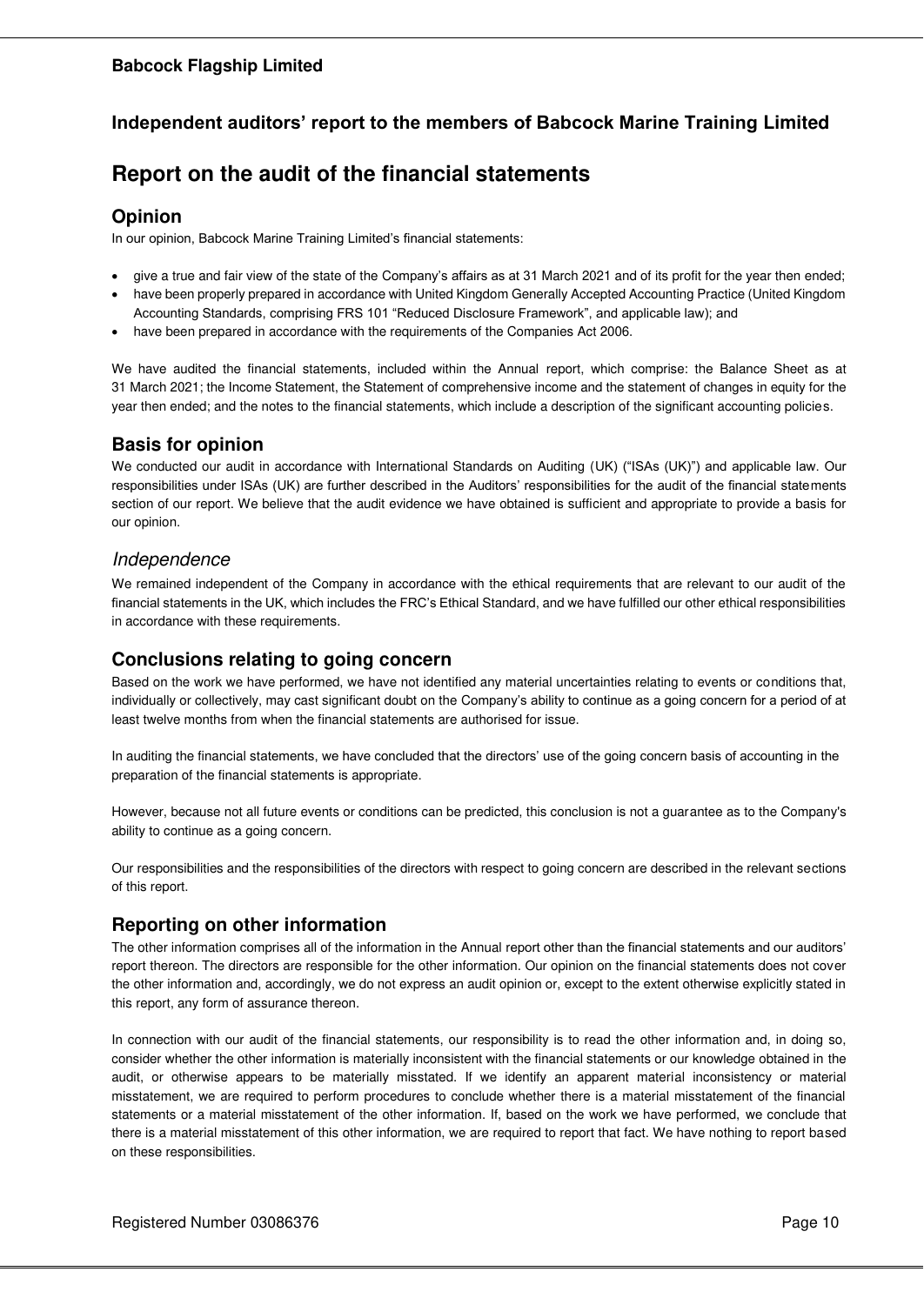## Independent auditors' report to the members of Babcock Marine Training Limited

# Report on the audit of the financial statements

## Opinion

In our opinion, Babcock Marine Training Limited's financial statements:

- give a true and fair view of the state of the Company's affairs as at 31 March 2021 and of its profit for the year then ended;
- have been properly prepared in accordance with United Kingdom Generally Accepted Accounting Practice (United Kingdom Accounting Standards, comprising FRS 101 "Reduced Disclosure Framework", and applicable law); and
- have been prepared in accordance with the requirements of the Companies Act 2006.

We have audited the financial statements, included within the Annual report, which comprise: the Balance Sheet as at 31 March 2021; the Income Statement, the Statement of comprehensive income and the statement of changes in equity for the year then ended; and the notes to the financial statements, which include a description of the significant accounting policies.

## Basis for opinion

We conducted our audit in accordance with International Standards on Auditing (UK) ("ISAs (UK)") and applicable law. Our responsibilities under ISAs (UK) are further described in the Auditors' responsibilities for the audit of the financial statements section of our report. We believe that the audit evidence we have obtained is sufficient and appropriate to provide a basis for our opinion.

### *Independence*

We remained independent of the Company in accordance with the ethical requirements that are relevant to our audit of the financial statements in the UK, which includes the FRC's Ethical Standard, and we have fulfilled our other ethical responsibilities in accordance with these requirements.

## Conclusions relating to going concern

Based on the work we have performed, we have not identified any material uncertainties relating to events or conditions that, individually or collectively, may cast significant doubt on the Company's ability to continue as a going concern for a period of at least twelve months from when the financial statements are authorised for issue.

In auditing the financial statements, we have concluded that the directors' use of the going concern basis of accounting in the preparation of the financial statements is appropriate.

However, because not all future events or conditions can be predicted, this conclusion is not a guarantee as to the Company's ability to continue as a going concern.

Our responsibilities and the responsibilities of the directors with respect to going concern are described in the relevant sections of this report.

## Reporting on other information

The other information comprises all of the information in the Annual report other than the financial statements and our auditors' report thereon. The directors are responsible for the other information. Our opinion on the financial statements does not cover the other information and, accordingly, we do not express an audit opinion or, except to the extent otherwise explicitly stated in this report, any form of assurance thereon.

In connection with our audit of the financial statements, our responsibility is to read the other information and, in doing so, consider whether the other information is materially inconsistent with the financial statements or our knowledge obtained in the audit, or otherwise appears to be materially misstated. If we identify an apparent material inconsistency or material misstatement, we are required to perform procedures to conclude whether there is a material misstatement of the financial statements or a material misstatement of the other information. If, based on the work we have performed, we conclude that there is a material misstatement of this other information, we are required to report that fact. We have nothing to report based on these responsibilities.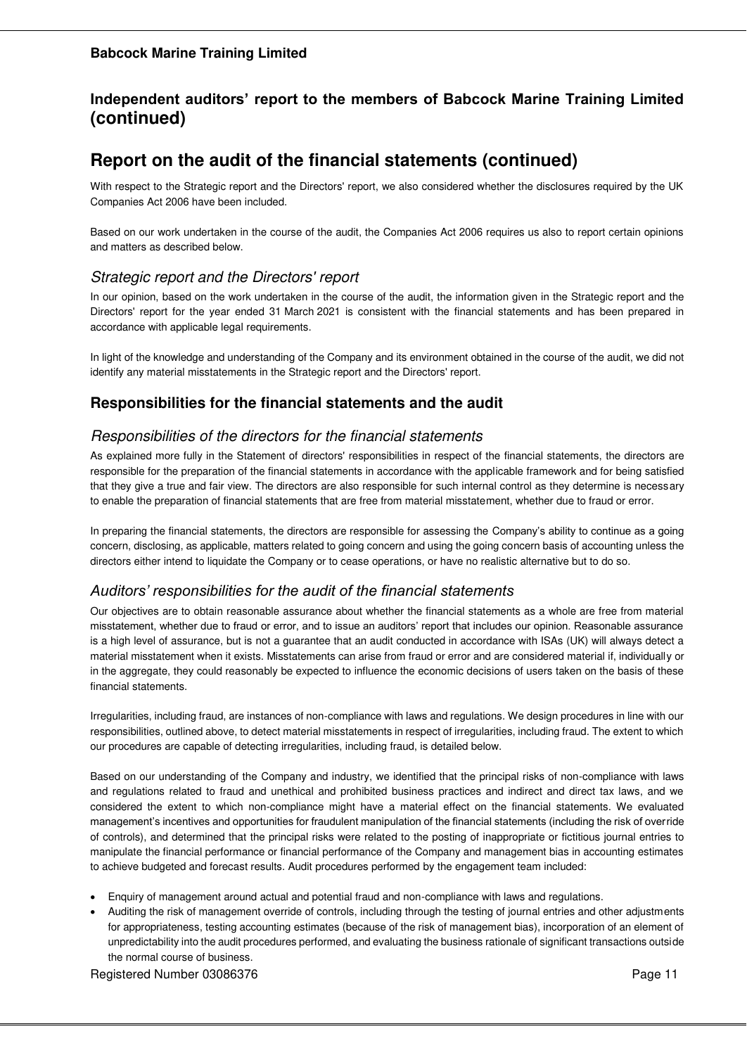## Independent auditors' report to the members of Babcock Marine Training Limited (continued)

# Report on the audit of the financial statements (continued)

With respect to the Strategic report and the Directors' report, we also considered whether the disclosures required by the UK Companies Act 2006 have been included.

Based on our work undertaken in the course of the audit, the Companies Act 2006 requires us also to report certain opinions and matters as described below.

### *Strategic report and the Directors' report*

In our opinion, based on the work undertaken in the course of the audit, the information given in the Strategic report and the Directors' report for the year ended 31 March 2021 is consistent with the financial statements and has been prepared in accordance with applicable legal requirements.

In light of the knowledge and understanding of the Company and its environment obtained in the course of the audit, we did not identify any material misstatements in the Strategic report and the Directors' report.

## Responsibilities for the financial statements and the audit

### *Responsibilities of the directors for the financial statements*

As explained more fully in the Statement of directors' responsibilities in respect of the financial statements, the directors are responsible for the preparation of the financial statements in accordance with the applicable framework and for being satisfied that they give a true and fair view. The directors are also responsible for such internal control as they determine is necessary to enable the preparation of financial statements that are free from material misstatement, whether due to fraud or error.

In preparing the financial statements, the directors are responsible for assessing the Company's ability to continue as a going concern, disclosing, as applicable, matters related to going concern and using the going concern basis of accounting unless the directors either intend to liquidate the Company or to cease operations, or have no realistic alternative but to do so.

### *Auditors' responsibilities for the audit of the financial statements*

Our objectives are to obtain reasonable assurance about whether the financial statements as a whole are free from material misstatement, whether due to fraud or error, and to issue an auditors' report that includes our opinion. Reasonable assurance is a high level of assurance, but is not a guarantee that an audit conducted in accordance with ISAs (UK) will always detect a material misstatement when it exists. Misstatements can arise from fraud or error and are considered material if, individually or in the aggregate, they could reasonably be expected to influence the economic decisions of users taken on the basis of these financial statements.

Irregularities, including fraud, are instances of non-compliance with laws and regulations. We design procedures in line with our responsibilities, outlined above, to detect material misstatements in respect of irregularities, including fraud. The extent to which our procedures are capable of detecting irregularities, including fraud, is detailed below.

Based on our understanding of the Company and industry, we identified that the principal risks of non-compliance with laws and regulations related to fraud and unethical and prohibited business practices and indirect and direct tax laws, and we considered the extent to which non-compliance might have a material effect on the financial statements. We evaluated management's incentives and opportunities for fraudulent manipulation of the financial statements (including the risk of override of controls), and determined that the principal risks were related to the posting of inappropriate or fictitious journal entries to manipulate the financial performance or financial performance of the Company and management bias in accounting estimates to achieve budgeted and forecast results. Audit procedures performed by the engagement team included:

- Enquiry of management around actual and potential fraud and non-compliance with laws and regulations.
- Auditing the risk of management override of controls, including through the testing of journal entries and other adjustments for appropriateness, testing accounting estimates (because of the risk of management bias), incorporation of an element of unpredictability into the audit procedures performed, and evaluating the business rationale of significant transactions outside the normal course of business.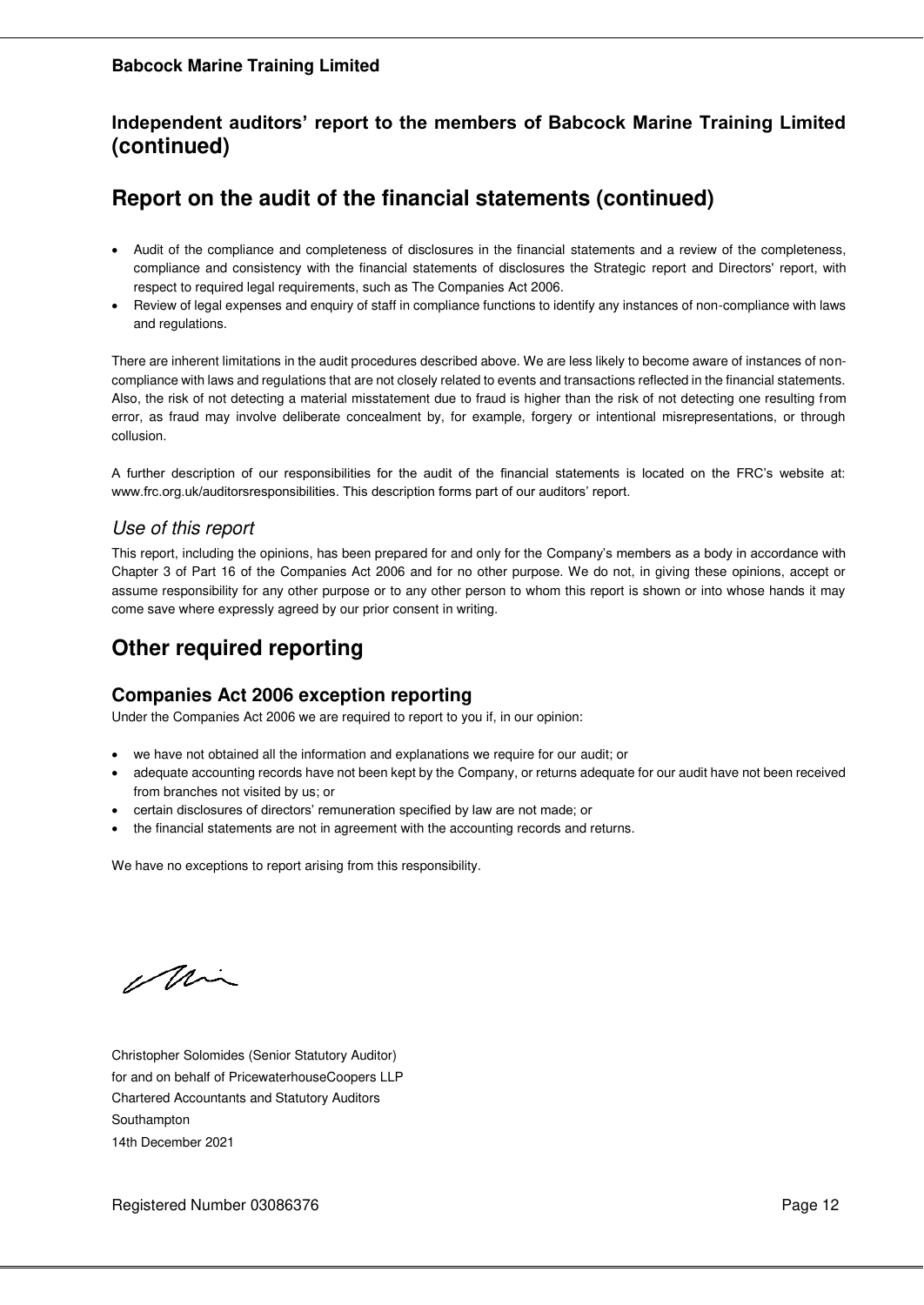## Independent auditors' report to the members of Babcock Marine Training Limited (continued)

# Report on the audit of the financial statements (continued)

- Audit of the compliance and completeness of disclosures in the financial statements and a review of the completeness, compliance and consistency with the financial statements of disclosures the Strategic report and Directors' report, with respect to required legal requirements, such as The Companies Act 2006.
- Review of legal expenses and enquiry of staff in compliance functions to identify any instances of non-compliance with laws and regulations.

There are inherent limitations in the audit procedures described above. We are less likely to become aware of instances of non-compliance with laws and regulations that are not closely related to events and transactions reflected in the financial statements. Also, the risk of not detecting a material misstatement due to fraud is higher than the risk of not detecting one resulting from error, as fraud may involve deliberate concealment by, for example, forgery or intentional misrepresentations, or through collusion.

A further description of our responsibilities for the audit of the financial statements is located on the FRC's website at: www.frc.org.uk/auditorsresponsibilities. This description forms part of our auditors' report.

### *Use of this report*

This report, including the opinions, has been prepared for and only for the Company's members as a body in accordance with Chapter 3 of Part 16 of the Companies Act 2006 and for no other purpose. We do not, in giving these opinions, accept or assume responsibility for any other purpose or to any other person to whom this report is shown or into whose hands it may come save where expressly agreed by our prior consent in writing.

# Other required reporting

## Companies Act 2006 exception reporting

Under the Companies Act 2006 we are required to report to you if, in our opinion:

- we have not obtained all the information and explanations we require for our audit; or
- adequate accounting records have not been kept by the Company, or returns adequate for our audit have not been received from branches not visited by us; or
- certain disclosures of directors' remuneration specified by law are not made; or
- the financial statements are not in agreement with the accounting records and returns.

We have no exceptions to report arising from this responsibility.

Christopher Solomides (Senior Statutory Auditor)
for and on behalf of PricewaterhouseCoopers LLP
Chartered Accountants and Statutory Auditors
Southampton
14th December 2021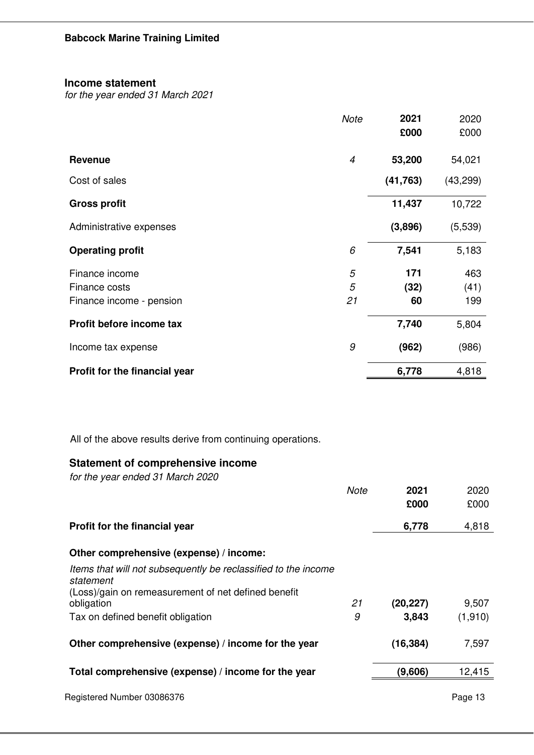**Babcock Marine Training Limited**

## Income statement

*for the year ended 31 March 2021*

| | *Note* | **2021** **£000** | 2020 £000 |
|---|---|---|---|
| **Revenue** | *4* | **53,200** | 54,021 |
| Cost of sales | | **(41,763)** | (43,299) |
| **Gross profit** | | **11,437** | 10,722 |
| Administrative expenses | | **(3,896)** | (5,539) |
| **Operating profit** | *6* | **7,541** | 5,183 |
| Finance income | *5* | **171** | 463 |
| Finance costs | *5* | **(32)** | (41) |
| Finance income - pension | *21* | **60** | 199 |
| **Profit before income tax** | | **7,740** | 5,804 |
| Income tax expense | *9* | **(962)** | (986) |
| **Profit for the financial year** | | **6,778** | 4,818 |

All of the above results derive from continuing operations.

## Statement of comprehensive income

*for the year ended 31 March 2020*

| | *Note* | **2021** **£000** | 2020 £000 |
|---|---|---|---|
| **Profit for the financial year** | | **6,778** | 4,818 |
| **Other comprehensive (expense) / income:** | | | |
| *Items that will not subsequently be reclassified to the income statement* | | | |
| (Loss)/gain on remeasurement of net defined benefit obligation | *21* | **(20,227)** | 9,507 |
| Tax on defined benefit obligation | *9* | **3,843** | (1,910) |
| **Other comprehensive (expense) / income for the year** | | **(16,384)** | 7,597 |
| **Total comprehensive (expense) / income for the year** | | **(9,606)** | 12,415 |

Registered Number 03086376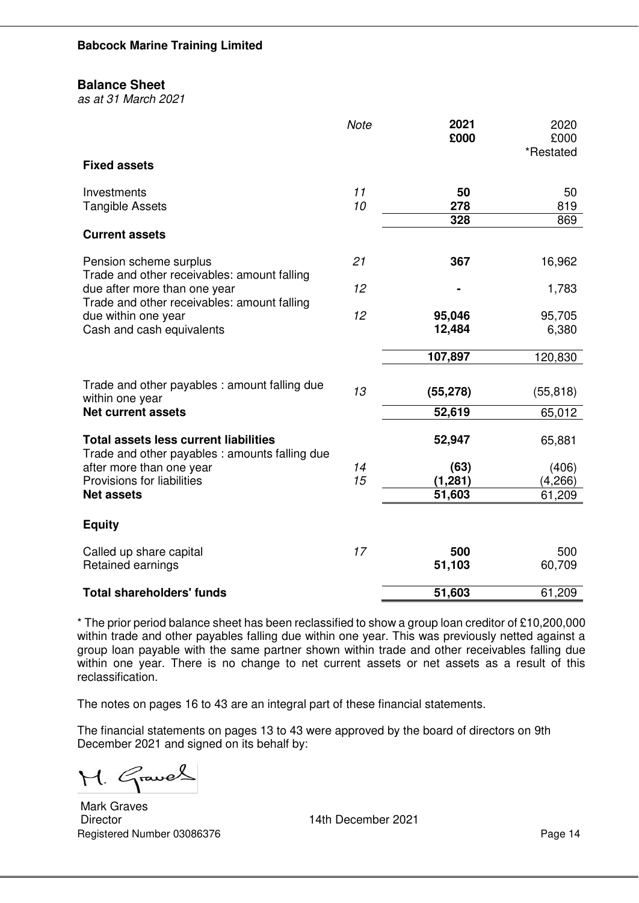**Babcock Marine Training Limited**

## Balance Sheet

*as at 31 March 2021*

| | *Note* | **2021 £000** | 2020 £000 *Restated |
|---|---|---|---|
| **Fixed assets** | | | |
| Investments | *11* | **50** | 50 |
| Tangible Assets | *10* | **278** | 819 |
| | | **328** | 869 |
| **Current assets** | | | |
| Pension scheme surplus | *21* | **367** | 16,962 |
| Trade and other receivables: amount falling due after more than one year | *12* | **-** | 1,783 |
| Trade and other receivables: amount falling due within one year | *12* | **95,046** | 95,705 |
| Cash and cash equivalents | | **12,484** | 6,380 |
| | | **107,897** | 120,830 |
| Trade and other payables : amount falling due within one year | *13* | **(55,278)** | (55,818) |
| **Net current assets** | | **52,619** | 65,012 |
| **Total assets less current liabilities** | | **52,947** | 65,881 |
| Trade and other payables : amounts falling due after more than one year | *14* | **(63)** | (406) |
| Provisions for liabilities | *15* | **(1,281)** | (4,266) |
| **Net assets** | | **51,603** | 61,209 |
| **Equity** | | | |
| Called up share capital | *17* | **500** | 500 |
| Retained earnings | | **51,103** | 60,709 |
| **Total shareholders' funds** | | **51,603** | 61,209 |

* The prior period balance sheet has been reclassified to show a group loan creditor of £10,200,000 within trade and other payables falling due within one year. This was previously netted against a group loan payable with the same partner shown within trade and other receivables falling due within one year. There is no change to net current assets or net assets as a result of this reclassification.

The notes on pages 16 to 43 are an integral part of these financial statements.

The financial statements on pages 13 to 43 were approved by the board of directors on 9th December 2021 and signed on its behalf by:

M. Graves

Mark Graves
Director

14th December 2021

Registered Number 03086376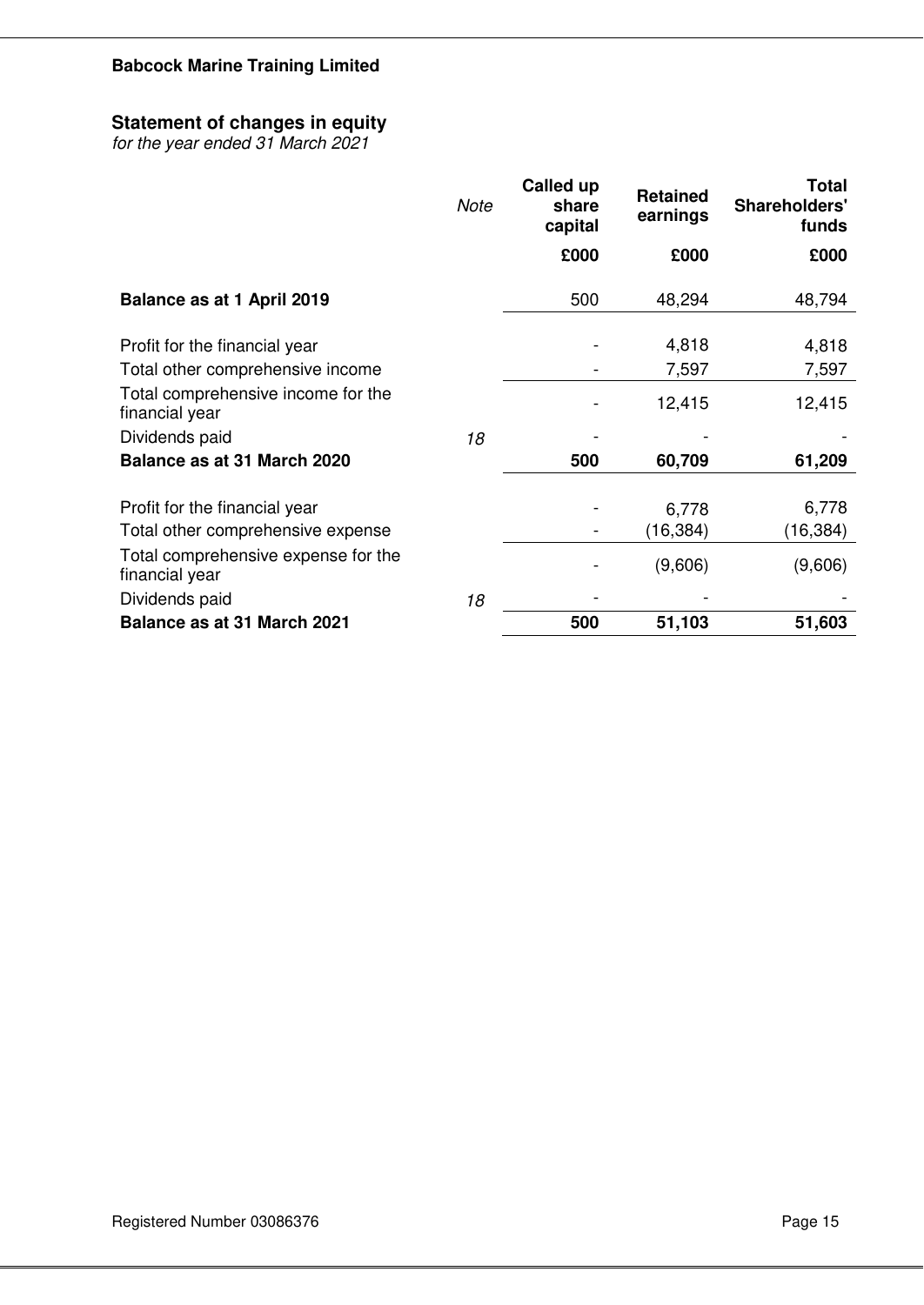**Babcock Marine Training Limited**

## Statement of changes in equity

*for the year ended 31 March 2021*

| | *Note* | Called up share capital | Retained earnings | Total Shareholders' funds |
|---|---|---|---|---|
| | | £000 | £000 | £000 |
| **Balance as at 1 April 2019** | | 500 | 48,294 | 48,794 |
| Profit for the financial year | | - | 4,818 | 4,818 |
| Total other comprehensive income | | - | 7,597 | 7,597 |
| Total comprehensive income for the financial year | | - | 12,415 | 12,415 |
| Dividends paid | *18* | - | - | - |
| **Balance as at 31 March 2020** | | **500** | **60,709** | **61,209** |
| Profit for the financial year | | - | 6,778 | 6,778 |
| Total other comprehensive expense | | - | (16,384) | (16,384) |
| Total comprehensive expense for the financial year | | - | (9,606) | (9,606) |
| Dividends paid | *18* | - | - | - |
| **Balance as at 31 March 2021** | | **500** | **51,103** | **51,603** |

Registered Number 03086376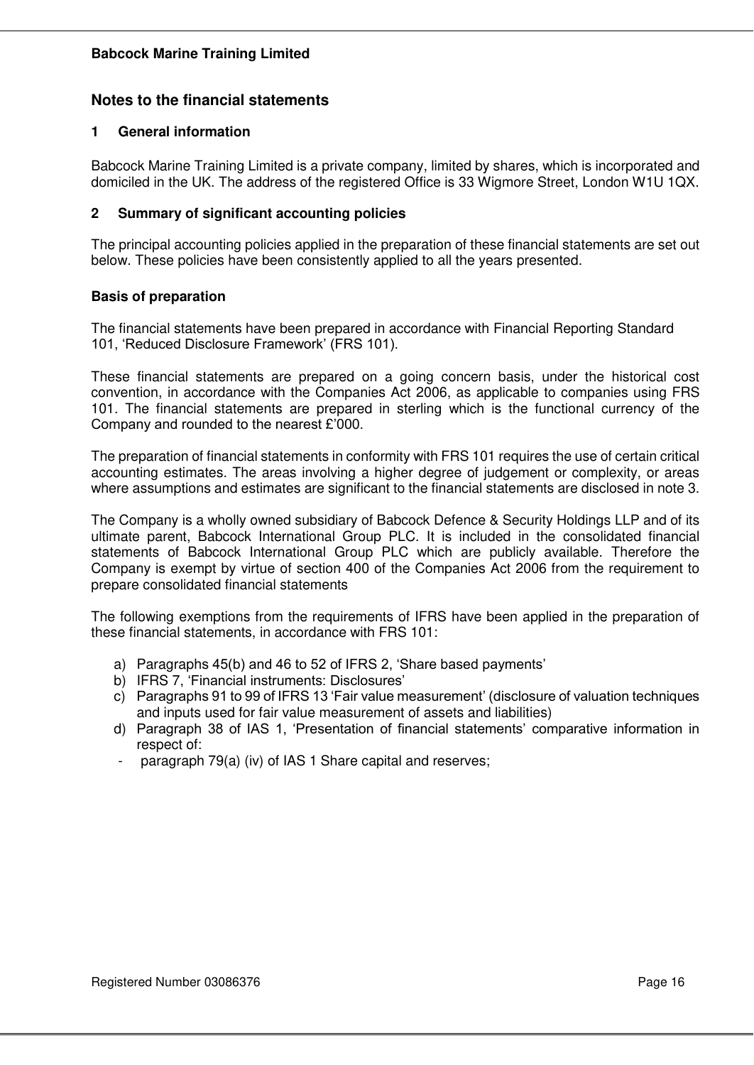## Notes to the financial statements

### 1 General information

Babcock Marine Training Limited is a private company, limited by shares, which is incorporated and domiciled in the UK. The address of the registered Office is 33 Wigmore Street, London W1U 1QX.

### 2 Summary of significant accounting policies

The principal accounting policies applied in the preparation of these financial statements are set out below. These policies have been consistently applied to all the years presented.

**Basis of preparation**

The financial statements have been prepared in accordance with Financial Reporting Standard 101, 'Reduced Disclosure Framework' (FRS 101).

These financial statements are prepared on a going concern basis, under the historical cost convention, in accordance with the Companies Act 2006, as applicable to companies using FRS 101. The financial statements are prepared in sterling which is the functional currency of the Company and rounded to the nearest £'000.

The preparation of financial statements in conformity with FRS 101 requires the use of certain critical accounting estimates. The areas involving a higher degree of judgement or complexity, or areas where assumptions and estimates are significant to the financial statements are disclosed in note 3.

The Company is a wholly owned subsidiary of Babcock Defence & Security Holdings LLP and of its ultimate parent, Babcock International Group PLC. It is included in the consolidated financial statements of Babcock International Group PLC which are publicly available. Therefore the Company is exempt by virtue of section 400 of the Companies Act 2006 from the requirement to prepare consolidated financial statements

The following exemptions from the requirements of IFRS have been applied in the preparation of these financial statements, in accordance with FRS 101:

a) Paragraphs 45(b) and 46 to 52 of IFRS 2, 'Share based payments'
b) IFRS 7, 'Financial instruments: Disclosures'
c) Paragraphs 91 to 99 of IFRS 13 'Fair value measurement' (disclosure of valuation techniques and inputs used for fair value measurement of assets and liabilities)
d) Paragraph 38 of IAS 1, 'Presentation of financial statements' comparative information in respect of:
   - paragraph 79(a) (iv) of IAS 1 Share capital and reserves;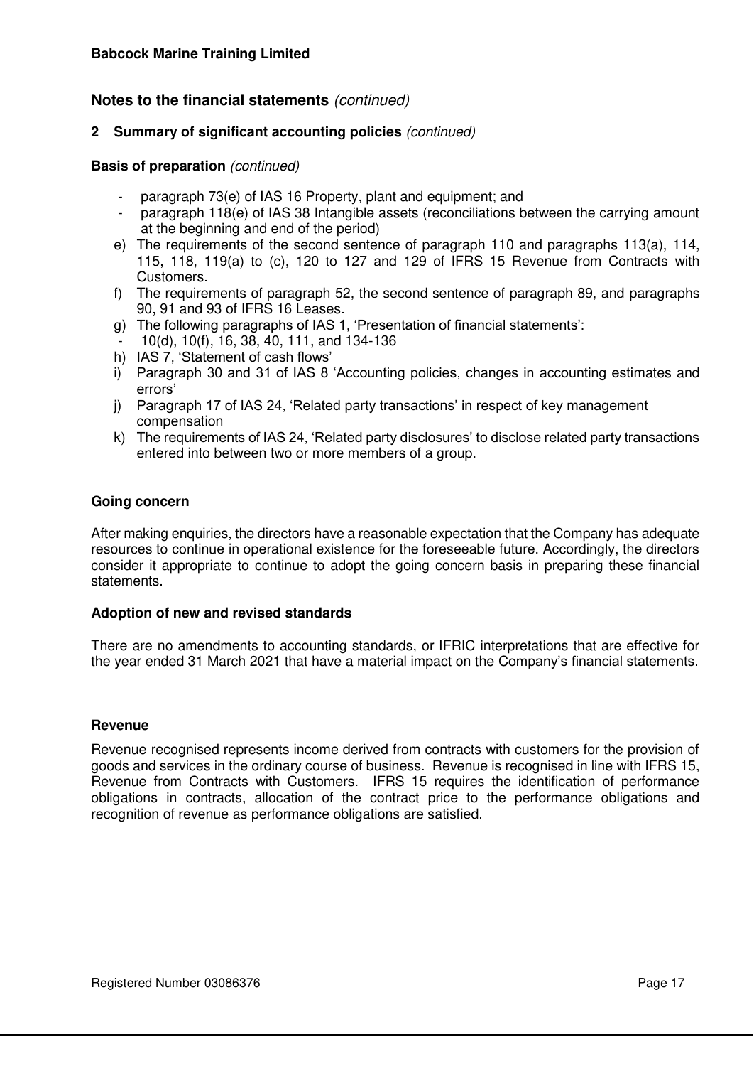**Notes to the financial statements** *(continued)*

**2 Summary of significant accounting policies** *(continued)*

**Basis of preparation** *(continued)*

- paragraph 73(e) of IAS 16 Property, plant and equipment; and
- paragraph 118(e) of IAS 38 Intangible assets (reconciliations between the carrying amount at the beginning and end of the period)

e) The requirements of the second sentence of paragraph 110 and paragraphs 113(a), 114, 115, 118, 119(a) to (c), 120 to 127 and 129 of IFRS 15 Revenue from Contracts with Customers.

f) The requirements of paragraph 52, the second sentence of paragraph 89, and paragraphs 90, 91 and 93 of IFRS 16 Leases.

g) The following paragraphs of IAS 1, 'Presentation of financial statements':
- 10(d), 10(f), 16, 38, 40, 111, and 134-136

h) IAS 7, 'Statement of cash flows'

i) Paragraph 30 and 31 of IAS 8 'Accounting policies, changes in accounting estimates and errors'

j) Paragraph 17 of IAS 24, 'Related party transactions' in respect of key management compensation

k) The requirements of IAS 24, 'Related party disclosures' to disclose related party transactions entered into between two or more members of a group.

**Going concern**

After making enquiries, the directors have a reasonable expectation that the Company has adequate resources to continue in operational existence for the foreseeable future. Accordingly, the directors consider it appropriate to continue to adopt the going concern basis in preparing these financial statements.

**Adoption of new and revised standards**

There are no amendments to accounting standards, or IFRIC interpretations that are effective for the year ended 31 March 2021 that have a material impact on the Company's financial statements.

**Revenue**

Revenue recognised represents income derived from contracts with customers for the provision of goods and services in the ordinary course of business. Revenue is recognised in line with IFRS 15, Revenue from Contracts with Customers. IFRS 15 requires the identification of performance obligations in contracts, allocation of the contract price to the performance obligations and recognition of revenue as performance obligations are satisfied.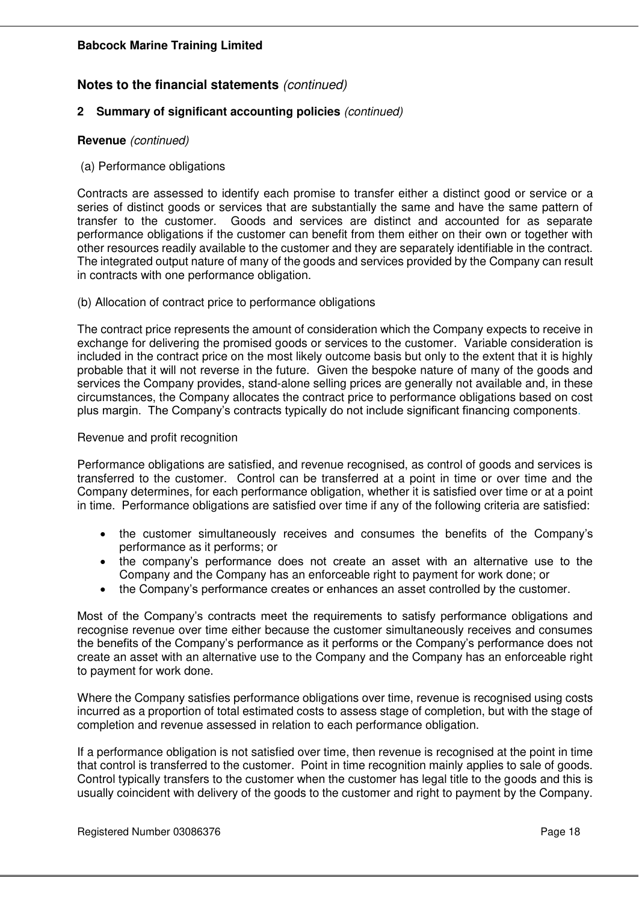## Notes to the financial statements *(continued)*

### 2 Summary of significant accounting policies *(continued)*

**Revenue** *(continued)*

(a) Performance obligations

Contracts are assessed to identify each promise to transfer either a distinct good or service or a series of distinct goods or services that are substantially the same and have the same pattern of transfer to the customer. Goods and services are distinct and accounted for as separate performance obligations if the customer can benefit from them either on their own or together with other resources readily available to the customer and they are separately identifiable in the contract. The integrated output nature of many of the goods and services provided by the Company can result in contracts with one performance obligation.

(b) Allocation of contract price to performance obligations

The contract price represents the amount of consideration which the Company expects to receive in exchange for delivering the promised goods or services to the customer. Variable consideration is included in the contract price on the most likely outcome basis but only to the extent that it is highly probable that it will not reverse in the future. Given the bespoke nature of many of the goods and services the Company provides, stand-alone selling prices are generally not available and, in these circumstances, the Company allocates the contract price to performance obligations based on cost plus margin. The Company's contracts typically do not include significant financing components.

Revenue and profit recognition

Performance obligations are satisfied, and revenue recognised, as control of goods and services is transferred to the customer. Control can be transferred at a point in time or over time and the Company determines, for each performance obligation, whether it is satisfied over time or at a point in time. Performance obligations are satisfied over time if any of the following criteria are satisfied:

- the customer simultaneously receives and consumes the benefits of the Company's performance as it performs; or
- the company's performance does not create an asset with an alternative use to the Company and the Company has an enforceable right to payment for work done; or
- the Company's performance creates or enhances an asset controlled by the customer.

Most of the Company's contracts meet the requirements to satisfy performance obligations and recognise revenue over time either because the customer simultaneously receives and consumes the benefits of the Company's performance as it performs or the Company's performance does not create an asset with an alternative use to the Company and the Company has an enforceable right to payment for work done.

Where the Company satisfies performance obligations over time, revenue is recognised using costs incurred as a proportion of total estimated costs to assess stage of completion, but with the stage of completion and revenue assessed in relation to each performance obligation.

If a performance obligation is not satisfied over time, then revenue is recognised at the point in time that control is transferred to the customer. Point in time recognition mainly applies to sale of goods. Control typically transfers to the customer when the customer has legal title to the goods and this is usually coincident with delivery of the goods to the customer and right to payment by the Company.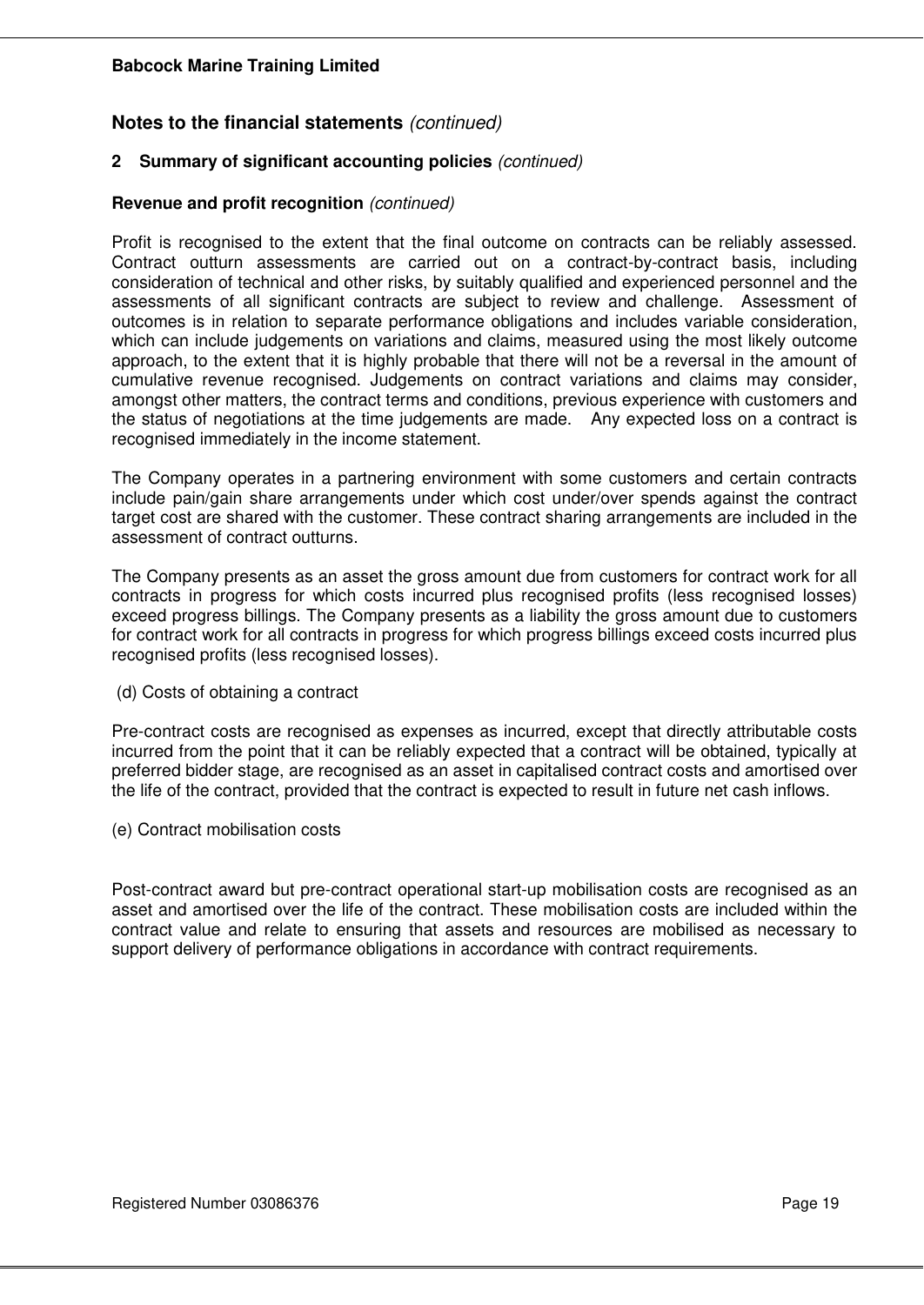## Notes to the financial statements *(continued)*

### 2 Summary of significant accounting policies *(continued)*

**Revenue and profit recognition** *(continued)*

Profit is recognised to the extent that the final outcome on contracts can be reliably assessed. Contract outturn assessments are carried out on a contract-by-contract basis, including consideration of technical and other risks, by suitably qualified and experienced personnel and the assessments of all significant contracts are subject to review and challenge. Assessment of outcomes is in relation to separate performance obligations and includes variable consideration, which can include judgements on variations and claims, measured using the most likely outcome approach, to the extent that it is highly probable that there will not be a reversal in the amount of cumulative revenue recognised. Judgements on contract variations and claims may consider, amongst other matters, the contract terms and conditions, previous experience with customers and the status of negotiations at the time judgements are made. Any expected loss on a contract is recognised immediately in the income statement.

The Company operates in a partnering environment with some customers and certain contracts include pain/gain share arrangements under which cost under/over spends against the contract target cost are shared with the customer. These contract sharing arrangements are included in the assessment of contract outturns.

The Company presents as an asset the gross amount due from customers for contract work for all contracts in progress for which costs incurred plus recognised profits (less recognised losses) exceed progress billings. The Company presents as a liability the gross amount due to customers for contract work for all contracts in progress for which progress billings exceed costs incurred plus recognised profits (less recognised losses).

(d) Costs of obtaining a contract

Pre-contract costs are recognised as expenses as incurred, except that directly attributable costs incurred from the point that it can be reliably expected that a contract will be obtained, typically at preferred bidder stage, are recognised as an asset in capitalised contract costs and amortised over the life of the contract, provided that the contract is expected to result in future net cash inflows.

(e) Contract mobilisation costs

Post-contract award but pre-contract operational start-up mobilisation costs are recognised as an asset and amortised over the life of the contract. These mobilisation costs are included within the contract value and relate to ensuring that assets and resources are mobilised as necessary to support delivery of performance obligations in accordance with contract requirements.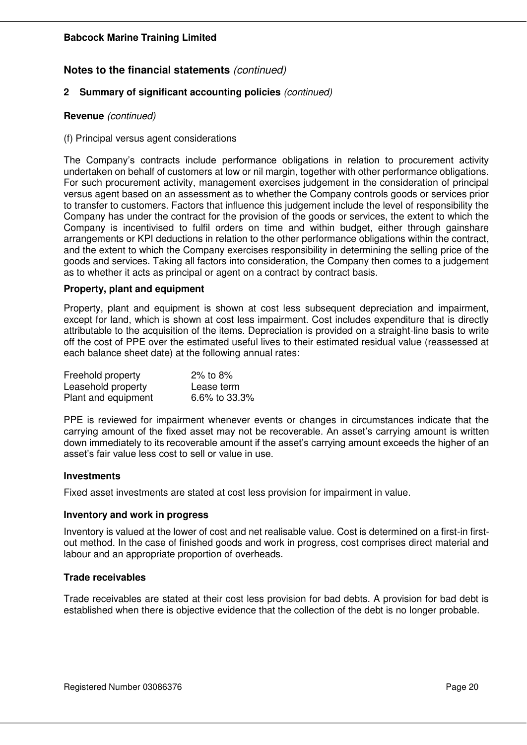## Notes to the financial statements *(continued)*

### 2 Summary of significant accounting policies *(continued)*

**Revenue** *(continued)*

(f) Principal versus agent considerations

The Company's contracts include performance obligations in relation to procurement activity undertaken on behalf of customers at low or nil margin, together with other performance obligations. For such procurement activity, management exercises judgement in the consideration of principal versus agent based on an assessment as to whether the Company controls goods or services prior to transfer to customers. Factors that influence this judgement include the level of responsibility the Company has under the contract for the provision of the goods or services, the extent to which the Company is incentivised to fulfil orders on time and within budget, either through gainshare arrangements or KPI deductions in relation to the other performance obligations within the contract, and the extent to which the Company exercises responsibility in determining the selling price of the goods and services. Taking all factors into consideration, the Company then comes to a judgement as to whether it acts as principal or agent on a contract by contract basis.

**Property, plant and equipment**

Property, plant and equipment is shown at cost less subsequent depreciation and impairment, except for land, which is shown at cost less impairment. Cost includes expenditure that is directly attributable to the acquisition of the items. Depreciation is provided on a straight-line basis to write off the cost of PPE over the estimated useful lives to their estimated residual value (reassessed at each balance sheet date) at the following annual rates:

| | |
|---|---|
| Freehold property | 2% to 8% |
| Leasehold property | Lease term |
| Plant and equipment | 6.6% to 33.3% |

PPE is reviewed for impairment whenever events or changes in circumstances indicate that the carrying amount of the fixed asset may not be recoverable. An asset's carrying amount is written down immediately to its recoverable amount if the asset's carrying amount exceeds the higher of an asset's fair value less cost to sell or value in use.

**Investments**

Fixed asset investments are stated at cost less provision for impairment in value.

**Inventory and work in progress**

Inventory is valued at the lower of cost and net realisable value. Cost is determined on a first-in first-out method. In the case of finished goods and work in progress, cost comprises direct material and labour and an appropriate proportion of overheads.

**Trade receivables**

Trade receivables are stated at their cost less provision for bad debts. A provision for bad debt is established when there is objective evidence that the collection of the debt is no longer probable.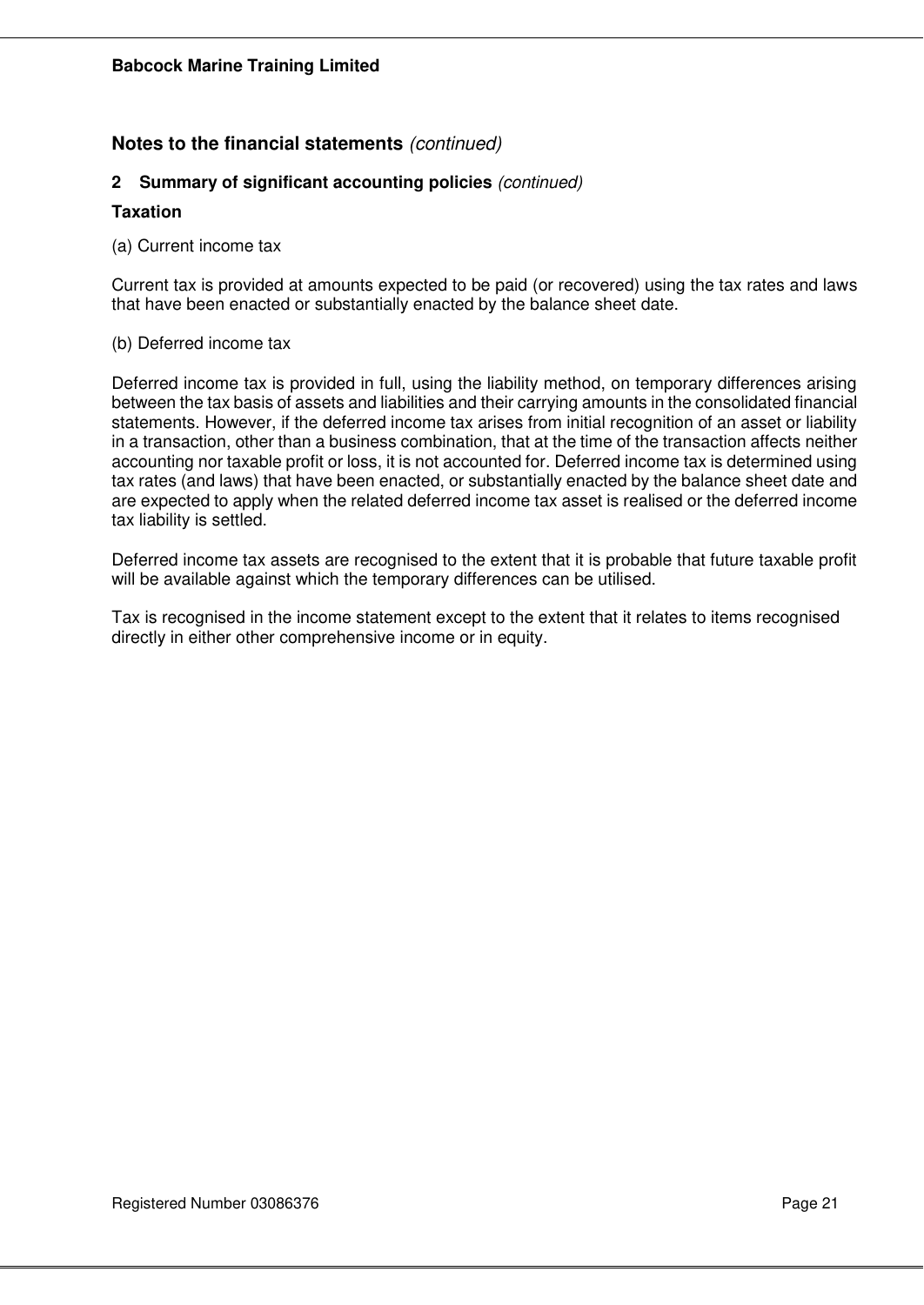## Notes to the financial statements *(continued)*

### 2 Summary of significant accounting policies *(continued)*

**Taxation**

(a) Current income tax

Current tax is provided at amounts expected to be paid (or recovered) using the tax rates and laws that have been enacted or substantially enacted by the balance sheet date.

(b) Deferred income tax

Deferred income tax is provided in full, using the liability method, on temporary differences arising between the tax basis of assets and liabilities and their carrying amounts in the consolidated financial statements. However, if the deferred income tax arises from initial recognition of an asset or liability in a transaction, other than a business combination, that at the time of the transaction affects neither accounting nor taxable profit or loss, it is not accounted for. Deferred income tax is determined using tax rates (and laws) that have been enacted, or substantially enacted by the balance sheet date and are expected to apply when the related deferred income tax asset is realised or the deferred income tax liability is settled.

Deferred income tax assets are recognised to the extent that it is probable that future taxable profit will be available against which the temporary differences can be utilised.

Tax is recognised in the income statement except to the extent that it relates to items recognised directly in either other comprehensive income or in equity.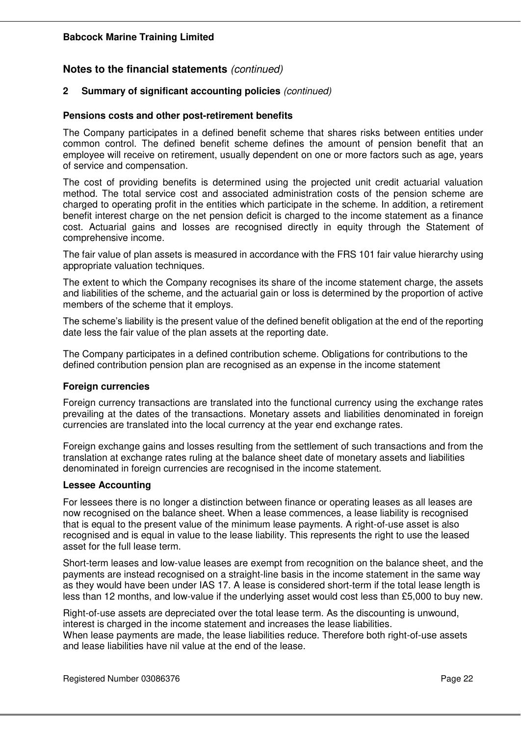## Notes to the financial statements *(continued)*

### 2 Summary of significant accounting policies *(continued)*

**Pensions costs and other post-retirement benefits**

The Company participates in a defined benefit scheme that shares risks between entities under common control. The defined benefit scheme defines the amount of pension benefit that an employee will receive on retirement, usually dependent on one or more factors such as age, years of service and compensation.

The cost of providing benefits is determined using the projected unit credit actuarial valuation method. The total service cost and associated administration costs of the pension scheme are charged to operating profit in the entities which participate in the scheme. In addition, a retirement benefit interest charge on the net pension deficit is charged to the income statement as a finance cost. Actuarial gains and losses are recognised directly in equity through the Statement of comprehensive income.

The fair value of plan assets is measured in accordance with the FRS 101 fair value hierarchy using appropriate valuation techniques.

The extent to which the Company recognises its share of the income statement charge, the assets and liabilities of the scheme, and the actuarial gain or loss is determined by the proportion of active members of the scheme that it employs.

The scheme's liability is the present value of the defined benefit obligation at the end of the reporting date less the fair value of the plan assets at the reporting date.

The Company participates in a defined contribution scheme. Obligations for contributions to the defined contribution pension plan are recognised as an expense in the income statement

**Foreign currencies**

Foreign currency transactions are translated into the functional currency using the exchange rates prevailing at the dates of the transactions. Monetary assets and liabilities denominated in foreign currencies are translated into the local currency at the year end exchange rates.

Foreign exchange gains and losses resulting from the settlement of such transactions and from the translation at exchange rates ruling at the balance sheet date of monetary assets and liabilities denominated in foreign currencies are recognised in the income statement.

**Lessee Accounting**

For lessees there is no longer a distinction between finance or operating leases as all leases are now recognised on the balance sheet. When a lease commences, a lease liability is recognised that is equal to the present value of the minimum lease payments. A right-of-use asset is also recognised and is equal in value to the lease liability. This represents the right to use the leased asset for the full lease term.

Short-term leases and low-value leases are exempt from recognition on the balance sheet, and the payments are instead recognised on a straight-line basis in the income statement in the same way as they would have been under IAS 17. A lease is considered short-term if the total lease length is less than 12 months, and low-value if the underlying asset would cost less than £5,000 to buy new.

Right-of-use assets are depreciated over the total lease term. As the discounting is unwound, interest is charged in the income statement and increases the lease liabilities.
When lease payments are made, the lease liabilities reduce. Therefore both right-of-use assets and lease liabilities have nil value at the end of the lease.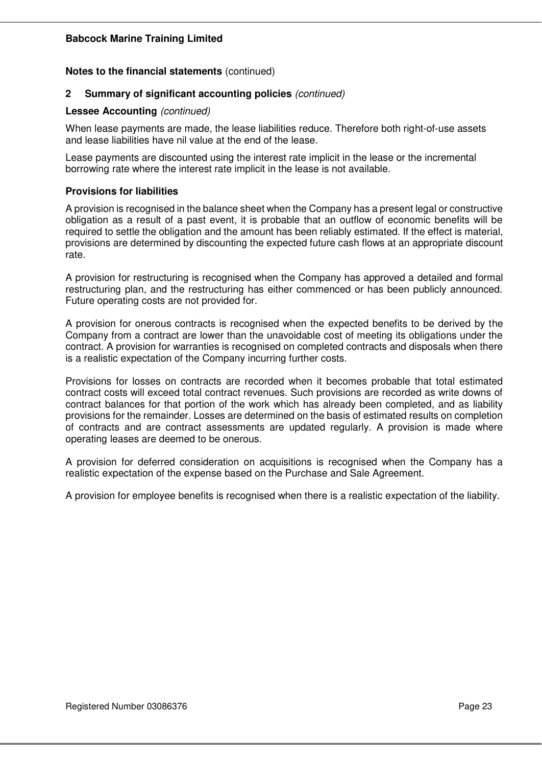**Notes to the financial statements** (continued)

## 2 Summary of significant accounting policies *(continued)*

**Lessee Accounting** *(continued)*

When lease payments are made, the lease liabilities reduce. Therefore both right-of-use assets and lease liabilities have nil value at the end of the lease.

Lease payments are discounted using the interest rate implicit in the lease or the incremental borrowing rate where the interest rate implicit in the lease is not available.

**Provisions for liabilities**

A provision is recognised in the balance sheet when the Company has a present legal or constructive obligation as a result of a past event, it is probable that an outflow of economic benefits will be required to settle the obligation and the amount has been reliably estimated. If the effect is material, provisions are determined by discounting the expected future cash flows at an appropriate discount rate.

A provision for restructuring is recognised when the Company has approved a detailed and formal restructuring plan, and the restructuring has either commenced or has been publicly announced. Future operating costs are not provided for.

A provision for onerous contracts is recognised when the expected benefits to be derived by the Company from a contract are lower than the unavoidable cost of meeting its obligations under the contract. A provision for warranties is recognised on completed contracts and disposals when there is a realistic expectation of the Company incurring further costs.

Provisions for losses on contracts are recorded when it becomes probable that total estimated contract costs will exceed total contract revenues. Such provisions are recorded as write downs of contract balances for that portion of the work which has already been completed, and as liability provisions for the remainder. Losses are determined on the basis of estimated results on completion of contracts and are contract assessments are updated regularly. A provision is made where operating leases are deemed to be onerous.

A provision for deferred consideration on acquisitions is recognised when the Company has a realistic expectation of the expense based on the Purchase and Sale Agreement.

A provision for employee benefits is recognised when there is a realistic expectation of the liability.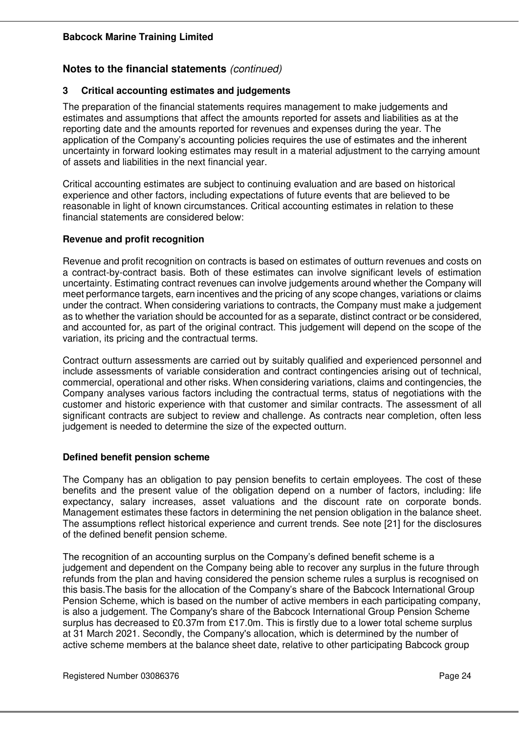## Notes to the financial statements *(continued)*

### 3 Critical accounting estimates and judgements

The preparation of the financial statements requires management to make judgements and estimates and assumptions that affect the amounts reported for assets and liabilities as at the reporting date and the amounts reported for revenues and expenses during the year. The application of the Company's accounting policies requires the use of estimates and the inherent uncertainty in forward looking estimates may result in a material adjustment to the carrying amount of assets and liabilities in the next financial year.

Critical accounting estimates are subject to continuing evaluation and are based on historical experience and other factors, including expectations of future events that are believed to be reasonable in light of known circumstances. Critical accounting estimates in relation to these financial statements are considered below:

**Revenue and profit recognition**

Revenue and profit recognition on contracts is based on estimates of outturn revenues and costs on a contract-by-contract basis. Both of these estimates can involve significant levels of estimation uncertainty. Estimating contract revenues can involve judgements around whether the Company will meet performance targets, earn incentives and the pricing of any scope changes, variations or claims under the contract. When considering variations to contracts, the Company must make a judgement as to whether the variation should be accounted for as a separate, distinct contract or be considered, and accounted for, as part of the original contract. This judgement will depend on the scope of the variation, its pricing and the contractual terms.

Contract outturn assessments are carried out by suitably qualified and experienced personnel and include assessments of variable consideration and contract contingencies arising out of technical, commercial, operational and other risks. When considering variations, claims and contingencies, the Company analyses various factors including the contractual terms, status of negotiations with the customer and historic experience with that customer and similar contracts. The assessment of all significant contracts are subject to review and challenge. As contracts near completion, often less judgement is needed to determine the size of the expected outturn.

**Defined benefit pension scheme**

The Company has an obligation to pay pension benefits to certain employees. The cost of these benefits and the present value of the obligation depend on a number of factors, including: life expectancy, salary increases, asset valuations and the discount rate on corporate bonds. Management estimates these factors in determining the net pension obligation in the balance sheet. The assumptions reflect historical experience and current trends. See note [21] for the disclosures of the defined benefit pension scheme.

The recognition of an accounting surplus on the Company's defined benefit scheme is a judgement and dependent on the Company being able to recover any surplus in the future through refunds from the plan and having considered the pension scheme rules a surplus is recognised on this basis.The basis for the allocation of the Company's share of the Babcock International Group Pension Scheme, which is based on the number of active members in each participating company, is also a judgement. The Company's share of the Babcock International Group Pension Scheme surplus has decreased to £0.37m from £17.0m. This is firstly due to a lower total scheme surplus at 31 March 2021. Secondly, the Company's allocation, which is determined by the number of active scheme members at the balance sheet date, relative to other participating Babcock group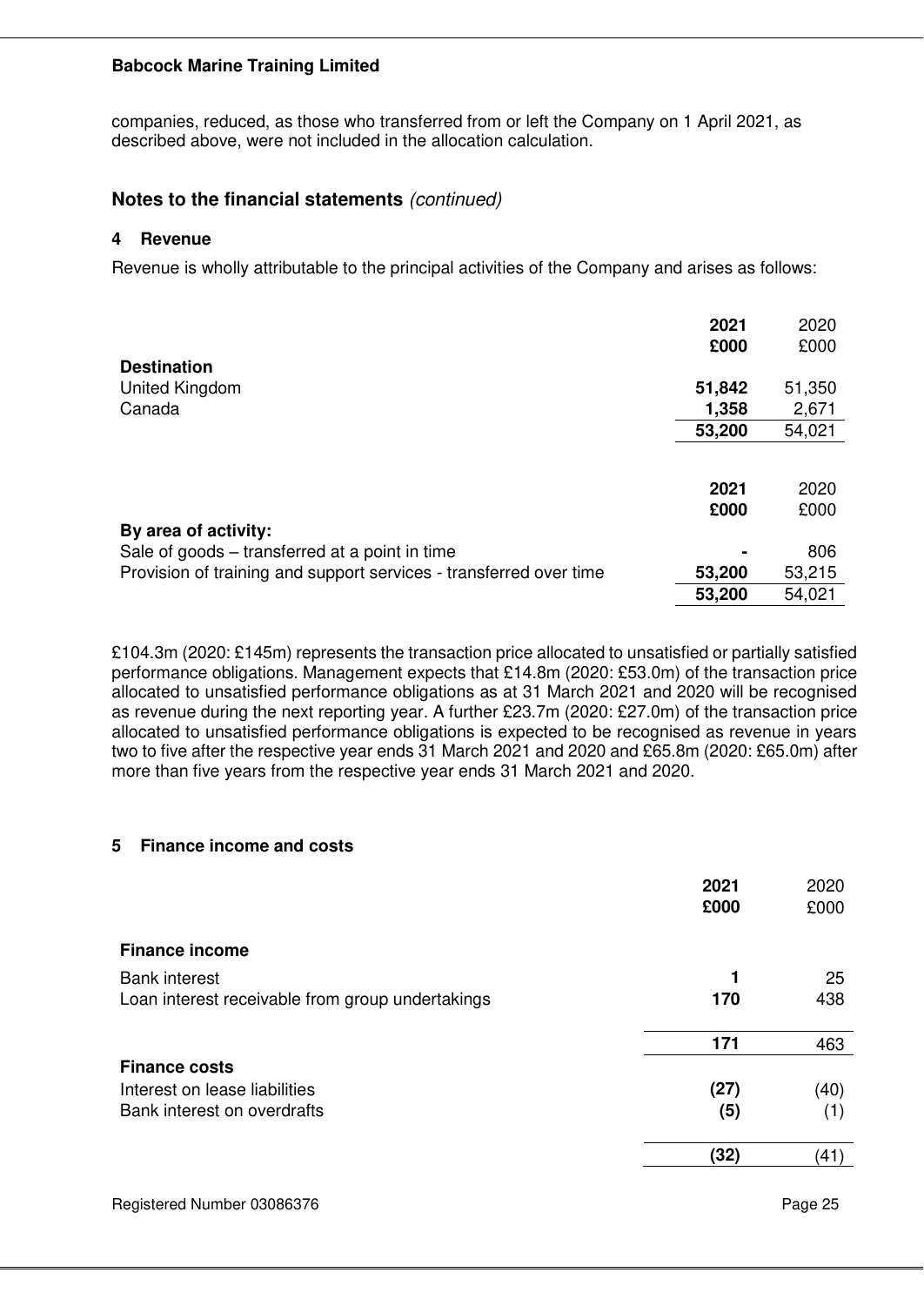companies, reduced, as those who transferred from or left the Company on 1 April 2021, as described above, were not included in the allocation calculation.

## Notes to the financial statements *(continued)*

### 4 Revenue

Revenue is wholly attributable to the principal activities of the Company and arises as follows:

| | **2021** | 2020 |
|---|---|---|
| | **£000** | £000 |
| **Destination** | | |
| United Kingdom | **51,842** | 51,350 |
| Canada | **1,358** | 2,671 |
| | **53,200** | 54,021 |

| | **2021** | 2020 |
|---|---|---|
| | **£000** | £000 |
| **By area of activity:** | | |
| Sale of goods – transferred at a point in time | **-** | 806 |
| Provision of training and support services - transferred over time | **53,200** | 53,215 |
| | **53,200** | 54,021 |

£104.3m (2020: £145m) represents the transaction price allocated to unsatisfied or partially satisfied performance obligations. Management expects that £14.8m (2020: £53.0m) of the transaction price allocated to unsatisfied performance obligations as at 31 March 2021 and 2020 will be recognised as revenue during the next reporting year. A further £23.7m (2020: £27.0m) of the transaction price allocated to unsatisfied performance obligations is expected to be recognised as revenue in years two to five after the respective year ends 31 March 2021 and 2020 and £65.8m (2020: £65.0m) after more than five years from the respective year ends 31 March 2021 and 2020.

### 5 Finance income and costs

| | **2021** | 2020 |
|---|---|---|
| | **£000** | £000 |
| **Finance income** | | |
| Bank interest | **1** | 25 |
| Loan interest receivable from group undertakings | **170** | 438 |
| | **171** | 463 |
| **Finance costs** | | |
| Interest on lease liabilities | **(27)** | (40) |
| Bank interest on overdrafts | **(5)** | (1) |
| | **(32)** | (41) |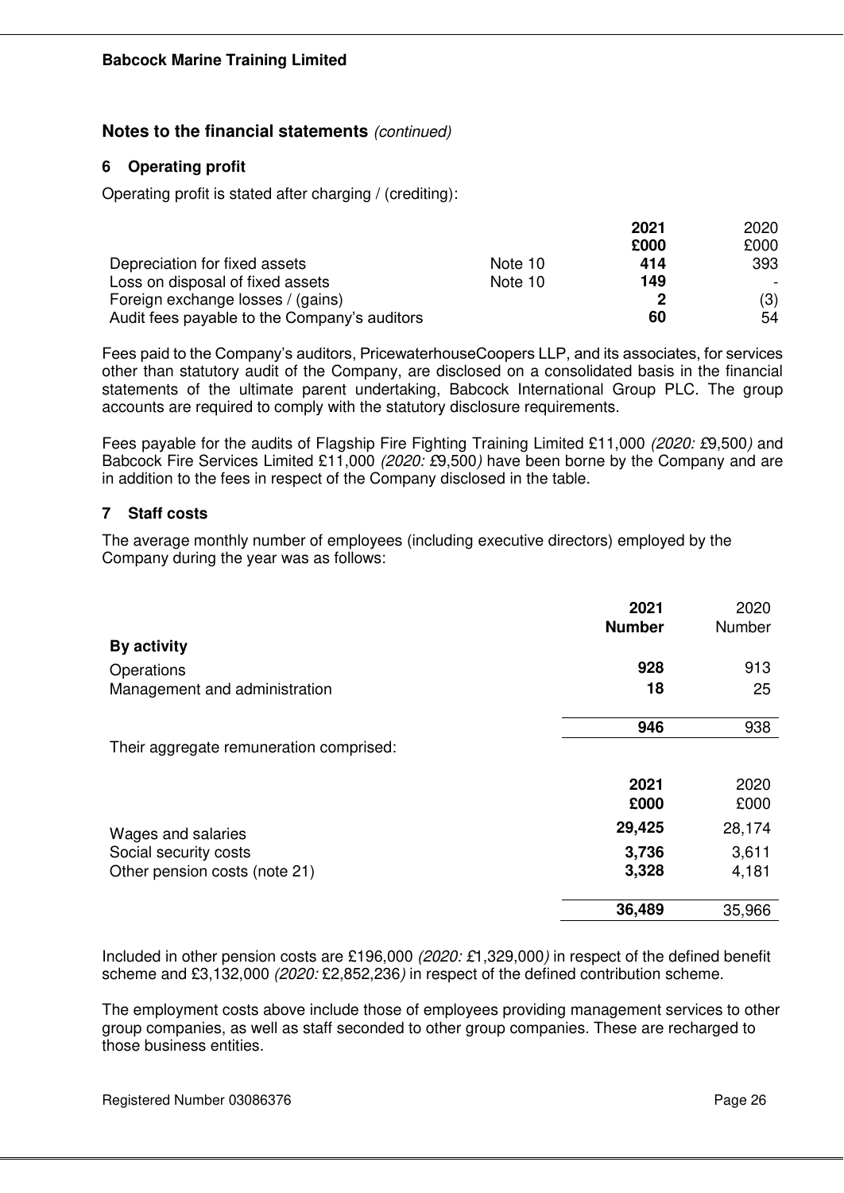**Babcock Marine Training Limited**

## Notes to the financial statements *(continued)*

### 6 Operating profit

Operating profit is stated after charging / (crediting):

| | | **2021** | 2020 |
|---|---|---|---|
| | | **£000** | £000 |
| Depreciation for fixed assets | Note 10 | **414** | 393 |
| Loss on disposal of fixed assets | Note 10 | **149** | - |
| Foreign exchange losses / (gains) | | **2** | (3) |
| Audit fees payable to the Company's auditors | | **60** | 54 |

Fees paid to the Company's auditors, PricewaterhouseCoopers LLP, and its associates, for services other than statutory audit of the Company, are disclosed on a consolidated basis in the financial statements of the ultimate parent undertaking, Babcock International Group PLC. The group accounts are required to comply with the statutory disclosure requirements.

Fees payable for the audits of Flagship Fire Fighting Training Limited £11,000 *(2020: £9,500)* and Babcock Fire Services Limited £11,000 *(2020: £9,500)* have been borne by the Company and are in addition to the fees in respect of the Company disclosed in the table.

### 7 Staff costs

The average monthly number of employees (including executive directors) employed by the Company during the year was as follows:

| | **2021** | 2020 |
|---|---|---|
| | **Number** | Number |
| **By activity** | | |
| Operations | **928** | 913 |
| Management and administration | **18** | 25 |
| | **946** | 938 |

Their aggregate remuneration comprised:

| | **2021** | 2020 |
|---|---|---|
| | **£000** | £000 |
| Wages and salaries | **29,425** | 28,174 |
| Social security costs | **3,736** | 3,611 |
| Other pension costs (note 21) | **3,328** | 4,181 |
| | **36,489** | 35,966 |

Included in other pension costs are £196,000 *(2020: £1,329,000)* in respect of the defined benefit scheme and £3,132,000 *(2020: £2,852,236)* in respect of the defined contribution scheme.

The employment costs above include those of employees providing management services to other group companies, as well as staff seconded to other group companies. These are recharged to those business entities.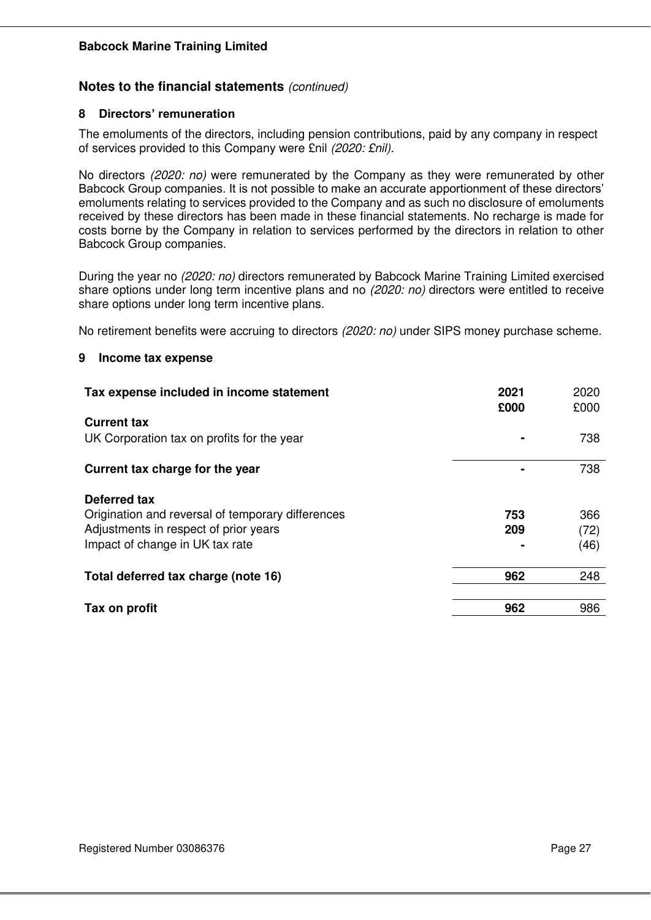## Notes to the financial statements *(continued)*

### 8 Directors' remuneration

The emoluments of the directors, including pension contributions, paid by any company in respect of services provided to this Company were £nil *(2020: £nil)*.

No directors *(2020: no)* were remunerated by the Company as they were remunerated by other Babcock Group companies. It is not possible to make an accurate apportionment of these directors' emoluments relating to services provided to the Company and as such no disclosure of emoluments received by these directors has been made in these financial statements. No recharge is made for costs borne by the Company in relation to services performed by the directors in relation to other Babcock Group companies.

During the year no *(2020: no)* directors remunerated by Babcock Marine Training Limited exercised share options under long term incentive plans and no *(2020: no)* directors were entitled to receive share options under long term incentive plans.

No retirement benefits were accruing to directors *(2020: no)* under SIPS money purchase scheme.

### 9 Income tax expense

| **Tax expense included in income statement** | **2021**<br>**£000** | 2020<br>£000 |
|---|---|---|
| **Current tax** | | |
| UK Corporation tax on profits for the year | **-** | 738 |
| **Current tax charge for the year** | **-** | 738 |
| **Deferred tax** | | |
| Origination and reversal of temporary differences | **753** | 366 |
| Adjustments in respect of prior years | **209** | (72) |
| Impact of change in UK tax rate | **-** | (46) |
| **Total deferred tax charge (note 16)** | **962** | 248 |
| **Tax on profit** | **962** | 986 |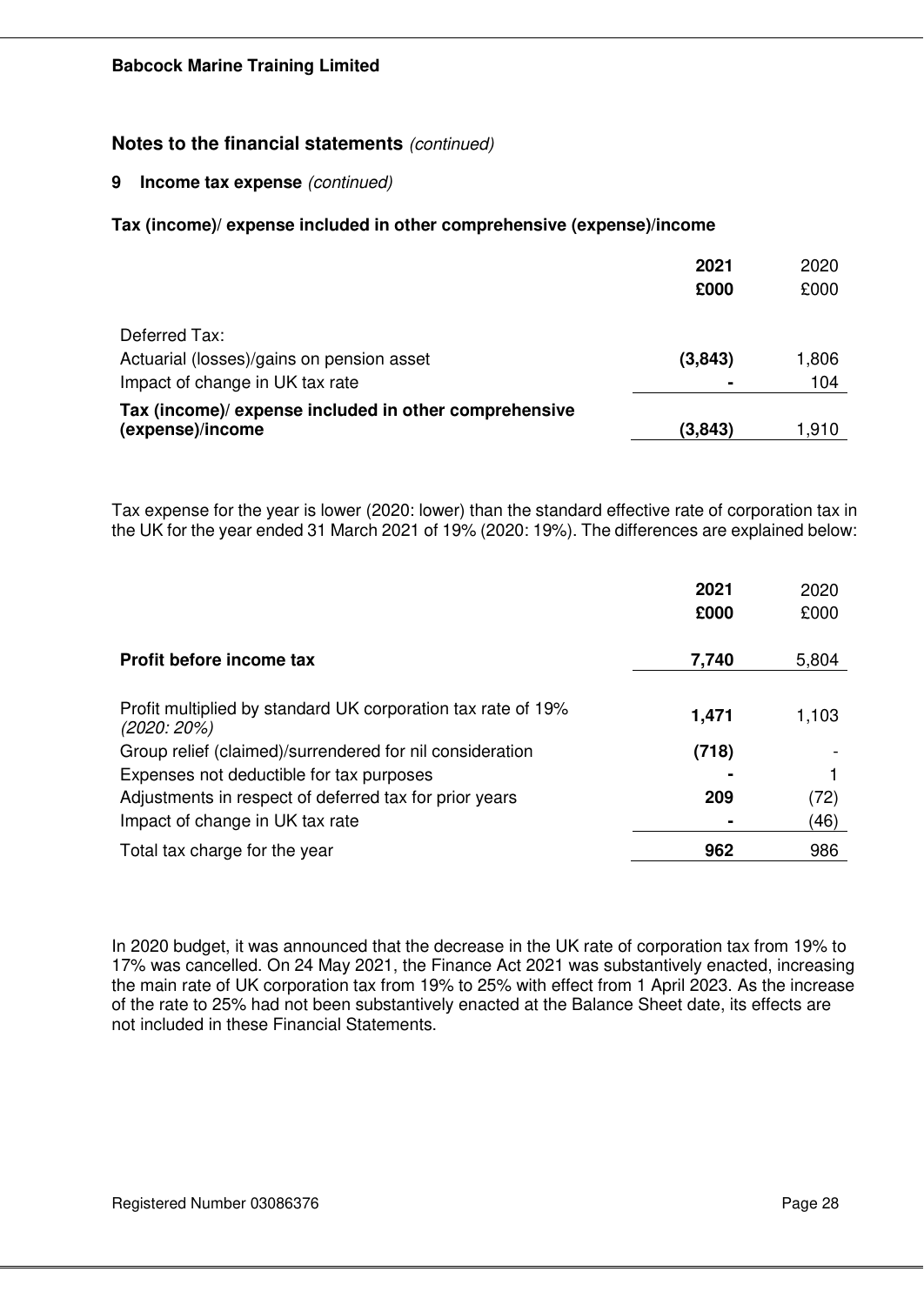**Babcock Marine Training Limited**

## Notes to the financial statements *(continued)*

### 9 Income tax expense *(continued)*

**Tax (income)/ expense included in other comprehensive (expense)/income**

| | 2021 £000 | 2020 £000 |
|---|---|---|
| Deferred Tax: | | |
| Actuarial (losses)/gains on pension asset | **(3,843)** | 1,806 |
| Impact of change in UK tax rate | **-** | 104 |
| **Tax (income)/ expense included in other comprehensive (expense)/income** | **(3,843)** | 1,910 |

Tax expense for the year is lower (2020: lower) than the standard effective rate of corporation tax in the UK for the year ended 31 March 2021 of 19% (2020: 19%). The differences are explained below:

| | 2021 £000 | 2020 £000 |
|---|---|---|
| **Profit before income tax** | **7,740** | 5,804 |
| Profit multiplied by standard UK corporation tax rate of 19% *(2020: 20%)* | **1,471** | 1,103 |
| Group relief (claimed)/surrendered for nil consideration | **(718)** | - |
| Expenses not deductible for tax purposes | **-** | 1 |
| Adjustments in respect of deferred tax for prior years | **209** | (72) |
| Impact of change in UK tax rate | **-** | (46) |
| Total tax charge for the year | **962** | 986 |

In 2020 budget, it was announced that the decrease in the UK rate of corporation tax from 19% to 17% was cancelled. On 24 May 2021, the Finance Act 2021 was substantively enacted, increasing the main rate of UK corporation tax from 19% to 25% with effect from 1 April 2023. As the increase of the rate to 25% had not been substantively enacted at the Balance Sheet date, its effects are not included in these Financial Statements.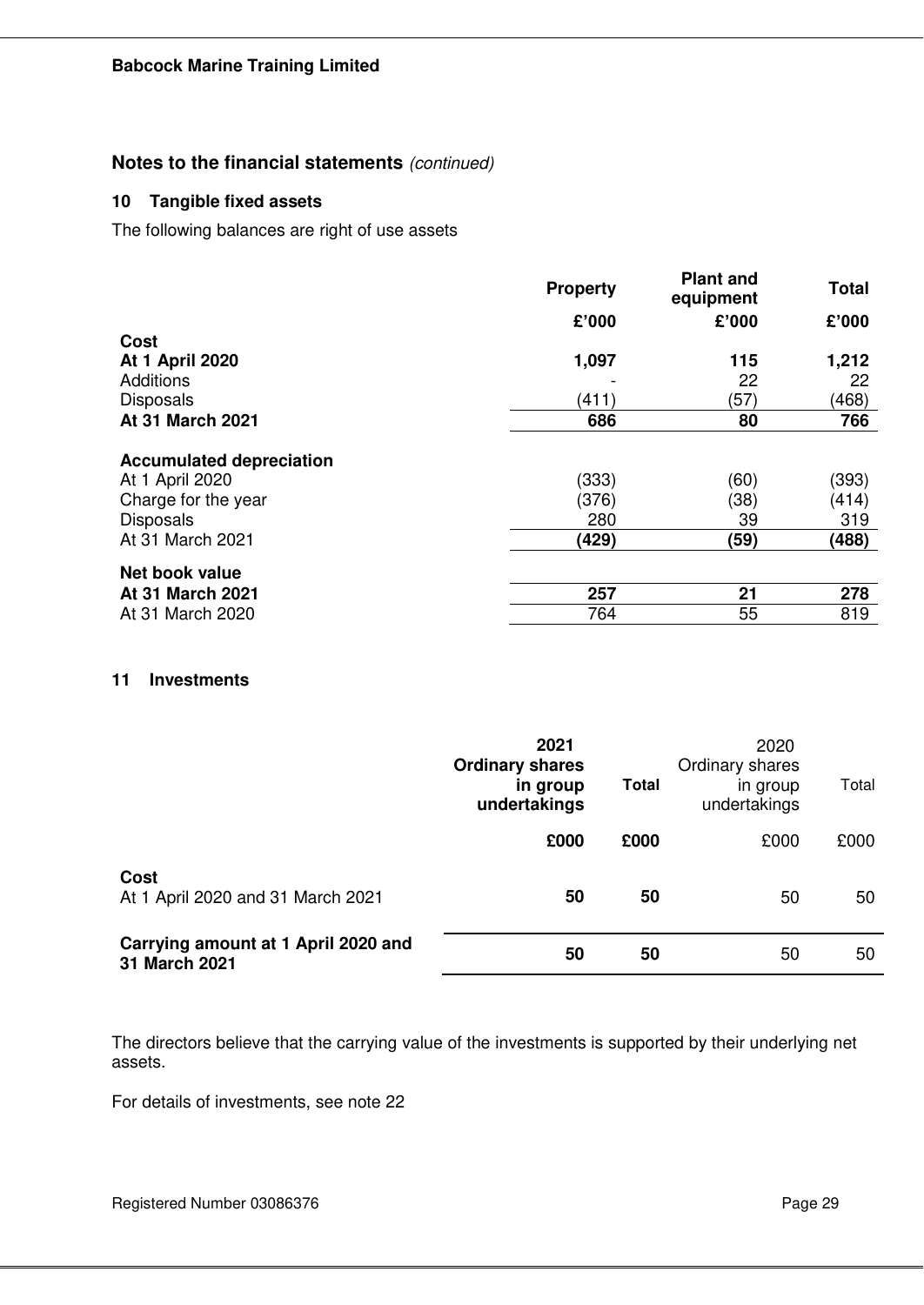**Babcock Marine Training Limited**

## Notes to the financial statements *(continued)*

### 10 Tangible fixed assets

The following balances are right of use assets

| | Property | Plant and equipment | Total |
|---|---|---|---|
| | £'000 | £'000 | £'000 |
| **Cost** | | | |
| **At 1 April 2020** | **1,097** | **115** | **1,212** |
| Additions | - | 22 | 22 |
| Disposals | (411) | (57) | (468) |
| **At 31 March 2021** | **686** | **80** | **766** |
| **Accumulated depreciation** | | | |
| At 1 April 2020 | (333) | (60) | (393) |
| Charge for the year | (376) | (38) | (414) |
| Disposals | 280 | 39 | 319 |
| At 31 March 2021 | **(429)** | **(59)** | **(488)** |
| **Net book value** | | | |
| **At 31 March 2021** | **257** | **21** | **278** |
| At 31 March 2020 | 764 | 55 | 819 |

### 11 Investments

| | 2021 Ordinary shares in group undertakings | Total | 2020 Ordinary shares in group undertakings | Total |
|---|---|---|---|---|
| | £000 | £000 | £000 | £000 |
| **Cost** | | | | |
| At 1 April 2020 and 31 March 2021 | **50** | **50** | 50 | 50 |
| **Carrying amount at 1 April 2020 and 31 March 2021** | **50** | **50** | 50 | 50 |

The directors believe that the carrying value of the investments is supported by their underlying net assets.

For details of investments, see note 22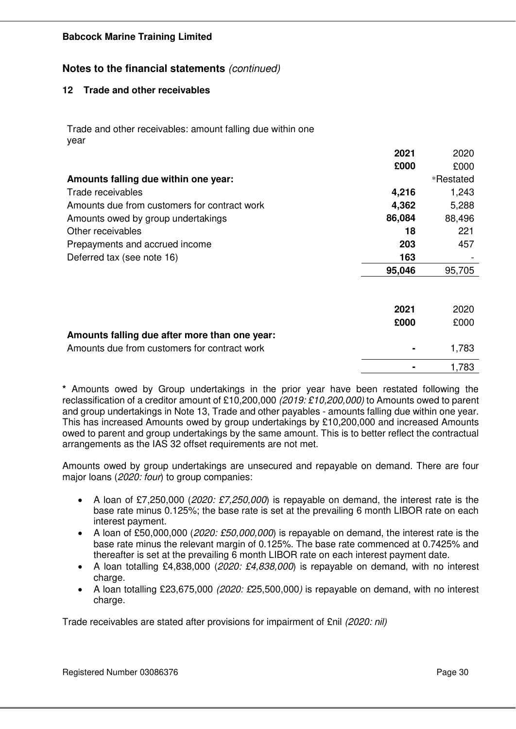**Babcock Marine Training Limited**

## Notes to the financial statements *(continued)*

### 12 Trade and other receivables

Trade and other receivables: amount falling due within one year

| | 2021 | 2020 |
|---|---|---|
| | £000 | £000 |
| **Amounts falling due within one year:** | | *Restated |
| Trade receivables | **4,216** | 1,243 |
| Amounts due from customers for contract work | **4,362** | 5,288 |
| Amounts owed by group undertakings | **86,084** | 88,496 |
| Other receivables | **18** | 221 |
| Prepayments and accrued income | **203** | 457 |
| Deferred tax (see note 16) | **163** | - |
| | **95,046** | 95,705 |

| | 2021 | 2020 |
|---|---|---|
| | £000 | £000 |
| **Amounts falling due after more than one year:** | | |
| Amounts due from customers for contract work | **-** | 1,783 |
| | **-** | 1,783 |

**\*** Amounts owed by Group undertakings in the prior year have been restated following the reclassification of a creditor amount of £10,200,000 *(2019: £10,200,000)* to Amounts owed to parent and group undertakings in Note 13, Trade and other payables - amounts falling due within one year. This has increased Amounts owed by group undertakings by £10,200,000 and increased Amounts owed to parent and group undertakings by the same amount. This is to better reflect the contractual arrangements as the IAS 32 offset requirements are not met.

Amounts owed by group undertakings are unsecured and repayable on demand. There are four major loans (*2020: four*) to group companies:

- A loan of £7,250,000 (*2020: £7,250,000*) is repayable on demand, the interest rate is the base rate minus 0.125%; the base rate is set at the prevailing 6 month LIBOR rate on each interest payment.
- A loan of £50,000,000 (*2020: £50,000,000*) is repayable on demand, the interest rate is the base rate minus the relevant margin of 0.125%. The base rate commenced at 0.7425% and thereafter is set at the prevailing 6 month LIBOR rate on each interest payment date.
- A loan totalling £4,838,000 (*2020: £4,838,000*) is repayable on demand, with no interest charge.
- A loan totalling £23,675,000 *(2020: £25,500,000)* is repayable on demand, with no interest charge.

Trade receivables are stated after provisions for impairment of £nil *(2020: nil)*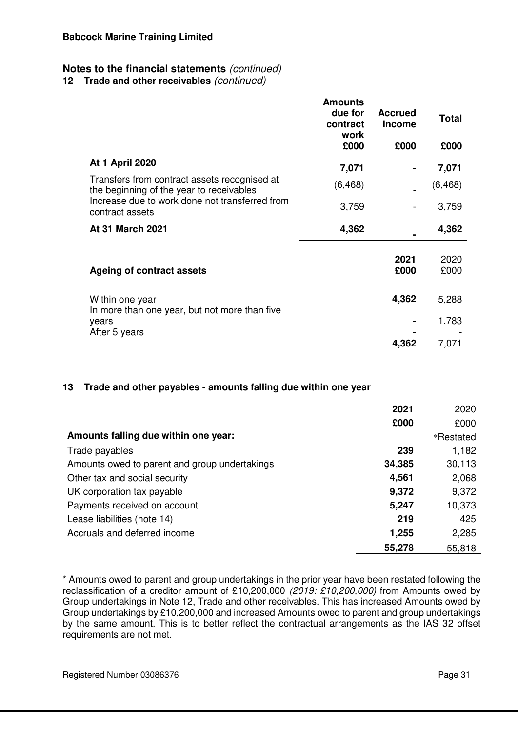**Babcock Marine Training Limited**

## Notes to the financial statements *(continued)*

### 12 Trade and other receivables *(continued)*

| | Amounts due for contract work | Accrued Income | Total |
|---|---|---|---|
| | £000 | £000 | £000 |
| **At 1 April 2020** | **7,071** | **-** | **7,071** |
| Transfers from contract assets recognised at the beginning of the year to receivables | (6,468) | - | (6,468) |
| Increase due to work done not transferred from contract assets | 3,759 | - | 3,759 |
| **At 31 March 2021** | **4,362** | **-** | **4,362** |

| Ageing of contract assets | 2021 £000 | 2020 £000 |
|---|---|---|
| Within one year | **4,362** | 5,288 |
| In more than one year, but not more than five years | **-** | 1,783 |
| After 5 years | **-** | - |
| | **4,362** | 7,071 |

### 13 Trade and other payables - amounts falling due within one year

| | 2021 | 2020 |
|---|---|---|
| | £000 | £000 |
| **Amounts falling due within one year:** | | *Restated |
| Trade payables | **239** | 1,182 |
| Amounts owed to parent and group undertakings | **34,385** | 30,113 |
| Other tax and social security | **4,561** | 2,068 |
| UK corporation tax payable | **9,372** | 9,372 |
| Payments received on account | **5,247** | 10,373 |
| Lease liabilities (note 14) | **219** | 425 |
| Accruals and deferred income | **1,255** | 2,285 |
| | **55,278** | 55,818 |

* Amounts owed to parent and group undertakings in the prior year have been restated following the reclassification of a creditor amount of £10,200,000 *(2019: £10,200,000)* from Amounts owed by Group undertakings in Note 12, Trade and other receivables. This has increased Amounts owed by Group undertakings by £10,200,000 and increased Amounts owed to parent and group undertakings by the same amount. This is to better reflect the contractual arrangements as the IAS 32 offset requirements are not met.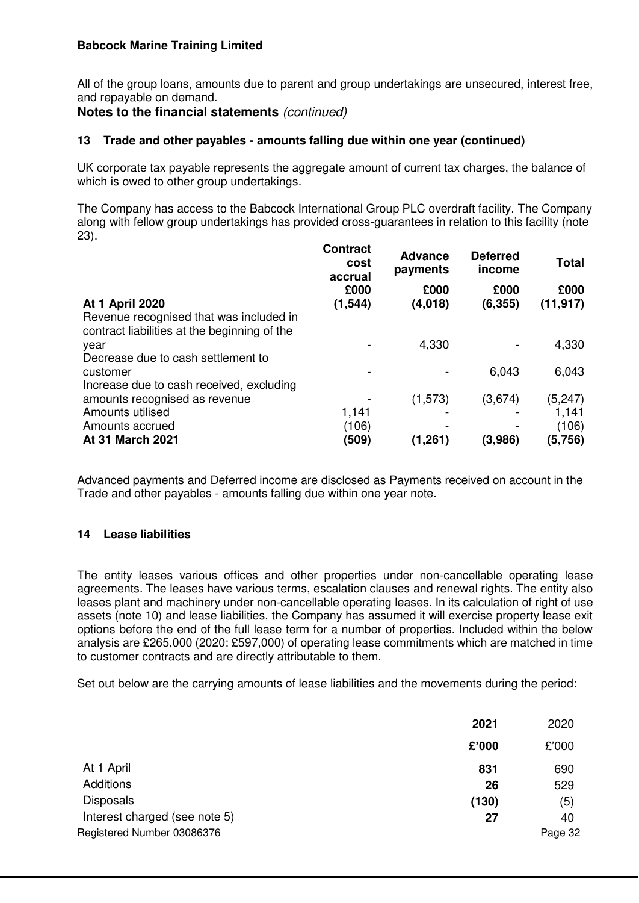**Babcock Marine Training Limited**

All of the group loans, amounts due to parent and group undertakings are unsecured, interest free, and repayable on demand.

## Notes to the financial statements *(continued)*

### 13 Trade and other payables - amounts falling due within one year (continued)

UK corporate tax payable represents the aggregate amount of current tax charges, the balance of which is owed to other group undertakings.

The Company has access to the Babcock International Group PLC overdraft facility. The Company along with fellow group undertakings has provided cross-guarantees in relation to this facility (note 23).

| | Contract cost accrual | Advance payments | Deferred income | Total |
|---|---|---|---|---|
| | £000 | £000 | £000 | £000 |
| **At 1 April 2020** | **(1,544)** | **(4,018)** | **(6,355)** | **(11,917)** |
| Revenue recognised that was included in contract liabilities at the beginning of the year | - | 4,330 | - | 4,330 |
| Decrease due to cash settlement to customer | - | - | 6,043 | 6,043 |
| Increase due to cash received, excluding amounts recognised as revenue | - | (1,573) | (3,674) | (5,247) |
| Amounts utilised | 1,141 | - | - | 1,141 |
| Amounts accrued | (106) | - | - | (106) |
| **At 31 March 2021** | **(509)** | **(1,261)** | **(3,986)** | **(5,756)** |

Advanced payments and Deferred income are disclosed as Payments received on account in the Trade and other payables - amounts falling due within one year note.

### 14 Lease liabilities

The entity leases various offices and other properties under non-cancellable operating lease agreements. The leases have various terms, escalation clauses and renewal rights. The entity also leases plant and machinery under non-cancellable operating leases. In its calculation of right of use assets (note 10) and lease liabilities, the Company has assumed it will exercise property lease exit options before the end of the full lease term for a number of properties. Included within the below analysis are £265,000 (2020: £597,000) of operating lease commitments which are matched in time to customer contracts and are directly attributable to them.

Set out below are the carrying amounts of lease liabilities and the movements during the period:

| | 2021 | 2020 |
|---|---|---|
| | **£'000** | £'000 |
| At 1 April | **831** | 690 |
| Additions | **26** | 529 |
| Disposals | **(130)** | (5) |
| Interest charged (see note 5) | **27** | 40 |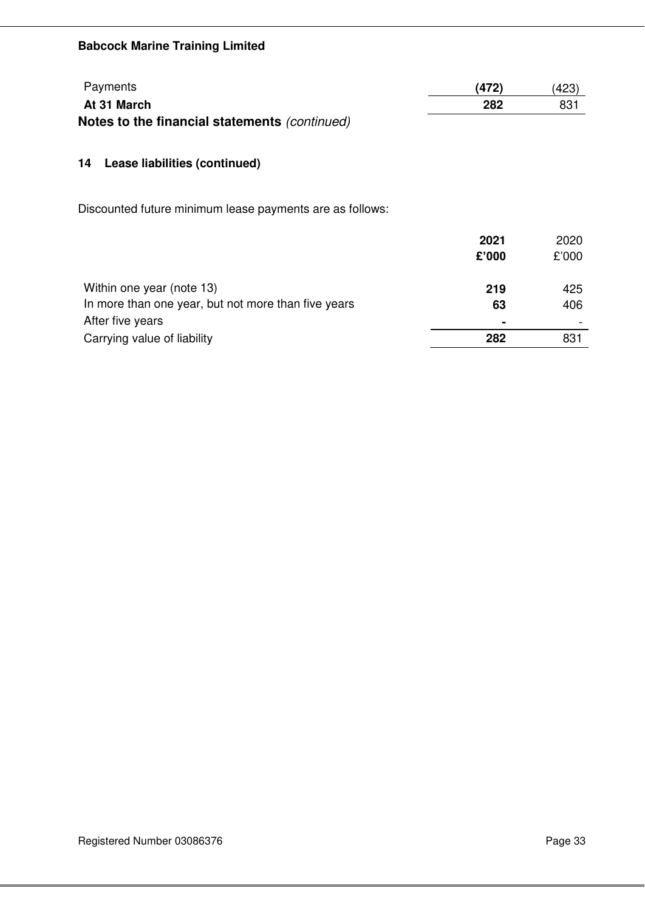| | | |
|---|---|---|
| Payments | **(472)** | (423) |
| **At 31 March** | **282** | 831 |

## Notes to the financial statements *(continued)*

### 14 Lease liabilities (continued)

Discounted future minimum lease payments are as follows:

| | 2021 £'000 | 2020 £'000 |
|---|---|---|
| Within one year (note 13) | **219** | 425 |
| In more than one year, but not more than five years | **63** | 406 |
| After five years | **-** | - |
| Carrying value of liability | **282** | 831 |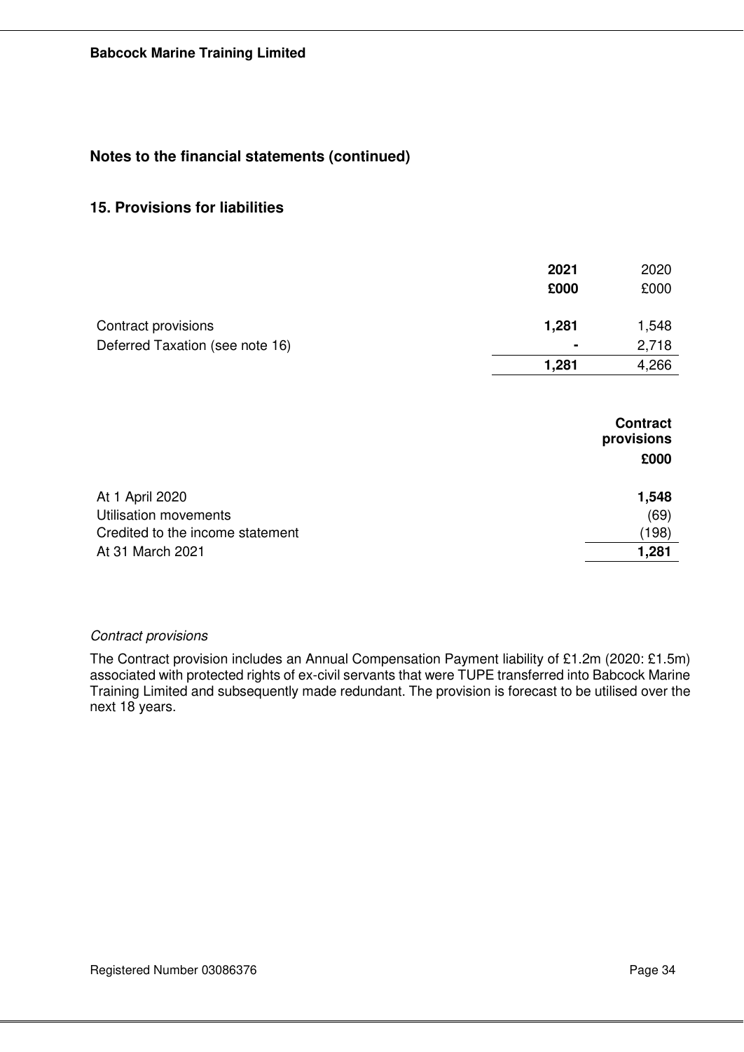**Babcock Marine Training Limited**

## Notes to the financial statements (continued)

### 15. Provisions for liabilities

| | **2021** | 2020 |
|---|---|---|
| | **£000** | £000 |
| Contract provisions | **1,281** | 1,548 |
| Deferred Taxation (see note 16) | **-** | 2,718 |
| | **1,281** | 4,266 |

| | **Contract provisions** |
|---|---|
| | **£000** |
| At 1 April 2020 | **1,548** |
| Utilisation movements | (69) |
| Credited to the income statement | (198) |
| At 31 March 2021 | **1,281** |

*Contract provisions*

The Contract provision includes an Annual Compensation Payment liability of £1.2m (2020: £1.5m) associated with protected rights of ex-civil servants that were TUPE transferred into Babcock Marine Training Limited and subsequently made redundant. The provision is forecast to be utilised over the next 18 years.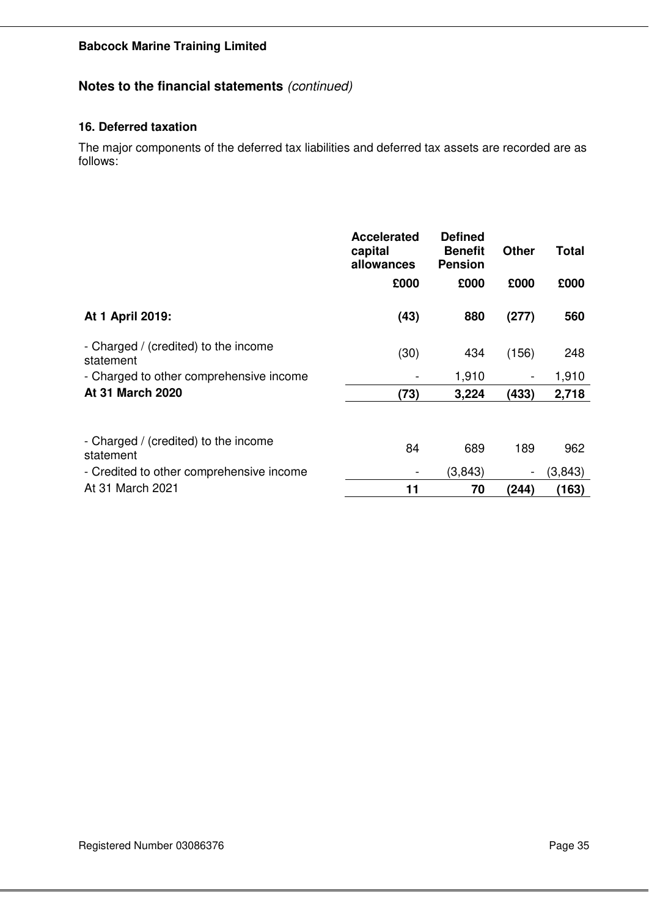**Babcock Marine Training Limited**

## Notes to the financial statements *(continued)*

### 16. Deferred taxation

The major components of the deferred tax liabilities and deferred tax assets are recorded are as follows:

| | Accelerated capital allowances | Defined Benefit Pension | Other | Total |
|---|---|---|---|---|
| | £000 | £000 | £000 | £000 |
| **At 1 April 2019:** | **(43)** | **880** | **(277)** | **560** |
| - Charged / (credited) to the income statement | (30) | 434 | (156) | 248 |
| - Charged to other comprehensive income | - | 1,910 | - | 1,910 |
| **At 31 March 2020** | **(73)** | **3,224** | **(433)** | **2,718** |
| - Charged / (credited) to the income statement | 84 | 689 | 189 | 962 |
| - Credited to other comprehensive income | - | (3,843) | - | (3,843) |
| At 31 March 2021 | **11** | **70** | **(244)** | **(163)** |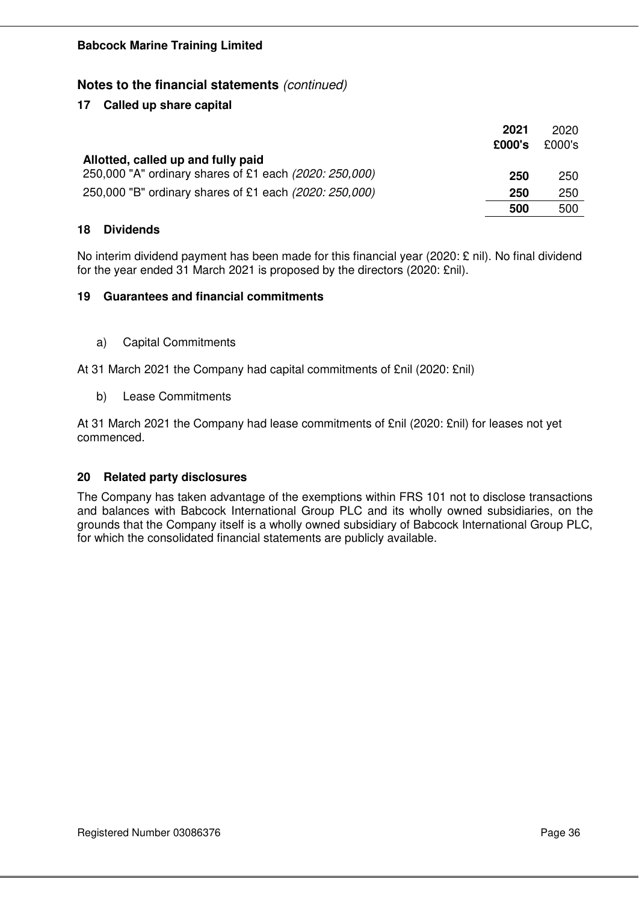## Notes to the financial statements *(continued)*

### 17 Called up share capital

| | **2021 £000's** | 2020 £000's |
|---|---|---|
| **Allotted, called up and fully paid** | | |
| 250,000 "A" ordinary shares of £1 each *(2020: 250,000)* | **250** | 250 |
| 250,000 "B" ordinary shares of £1 each *(2020: 250,000)* | **250** | 250 |
| | **500** | 500 |

### 18 Dividends

No interim dividend payment has been made for this financial year (2020: £ nil). No final dividend for the year ended 31 March 2021 is proposed by the directors (2020: £nil).

### 19 Guarantees and financial commitments

a) Capital Commitments

At 31 March 2021 the Company had capital commitments of £nil (2020: £nil)

b) Lease Commitments

At 31 March 2021 the Company had lease commitments of £nil (2020: £nil) for leases not yet commenced.

### 20 Related party disclosures

The Company has taken advantage of the exemptions within FRS 101 not to disclose transactions and balances with Babcock International Group PLC and its wholly owned subsidiaries, on the grounds that the Company itself is a wholly owned subsidiary of Babcock International Group PLC, for which the consolidated financial statements are publicly available.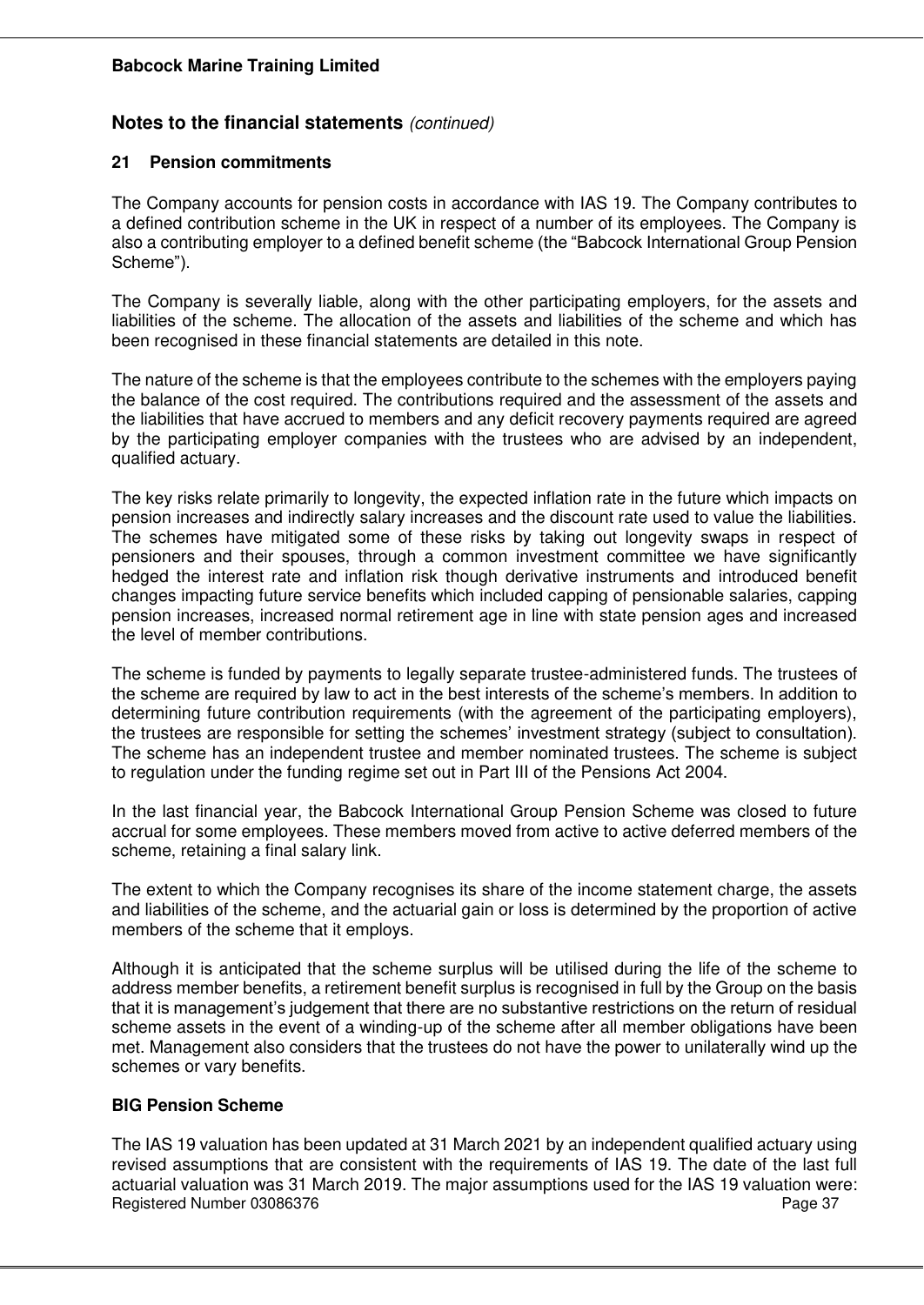## Notes to the financial statements *(continued)*

### 21 Pension commitments

The Company accounts for pension costs in accordance with IAS 19. The Company contributes to a defined contribution scheme in the UK in respect of a number of its employees. The Company is also a contributing employer to a defined benefit scheme (the "Babcock International Group Pension Scheme").

The Company is severally liable, along with the other participating employers, for the assets and liabilities of the scheme. The allocation of the assets and liabilities of the scheme and which has been recognised in these financial statements are detailed in this note.

The nature of the scheme is that the employees contribute to the schemes with the employers paying the balance of the cost required. The contributions required and the assessment of the assets and the liabilities that have accrued to members and any deficit recovery payments required are agreed by the participating employer companies with the trustees who are advised by an independent, qualified actuary.

The key risks relate primarily to longevity, the expected inflation rate in the future which impacts on pension increases and indirectly salary increases and the discount rate used to value the liabilities. The schemes have mitigated some of these risks by taking out longevity swaps in respect of pensioners and their spouses, through a common investment committee we have significantly hedged the interest rate and inflation risk though derivative instruments and introduced benefit changes impacting future service benefits which included capping of pensionable salaries, capping pension increases, increased normal retirement age in line with state pension ages and increased the level of member contributions.

The scheme is funded by payments to legally separate trustee-administered funds. The trustees of the scheme are required by law to act in the best interests of the scheme's members. In addition to determining future contribution requirements (with the agreement of the participating employers), the trustees are responsible for setting the schemes' investment strategy (subject to consultation). The scheme has an independent trustee and member nominated trustees. The scheme is subject to regulation under the funding regime set out in Part III of the Pensions Act 2004.

In the last financial year, the Babcock International Group Pension Scheme was closed to future accrual for some employees. These members moved from active to active deferred members of the scheme, retaining a final salary link.

The extent to which the Company recognises its share of the income statement charge, the assets and liabilities of the scheme, and the actuarial gain or loss is determined by the proportion of active members of the scheme that it employs.

Although it is anticipated that the scheme surplus will be utilised during the life of the scheme to address member benefits, a retirement benefit surplus is recognised in full by the Group on the basis that it is management's judgement that there are no substantive restrictions on the return of residual scheme assets in the event of a winding-up of the scheme after all member obligations have been met. Management also considers that the trustees do not have the power to unilaterally wind up the schemes or vary benefits.

### BIG Pension Scheme

The IAS 19 valuation has been updated at 31 March 2021 by an independent qualified actuary using revised assumptions that are consistent with the requirements of IAS 19. The date of the last full actuarial valuation was 31 March 2019. The major assumptions used for the IAS 19 valuation were: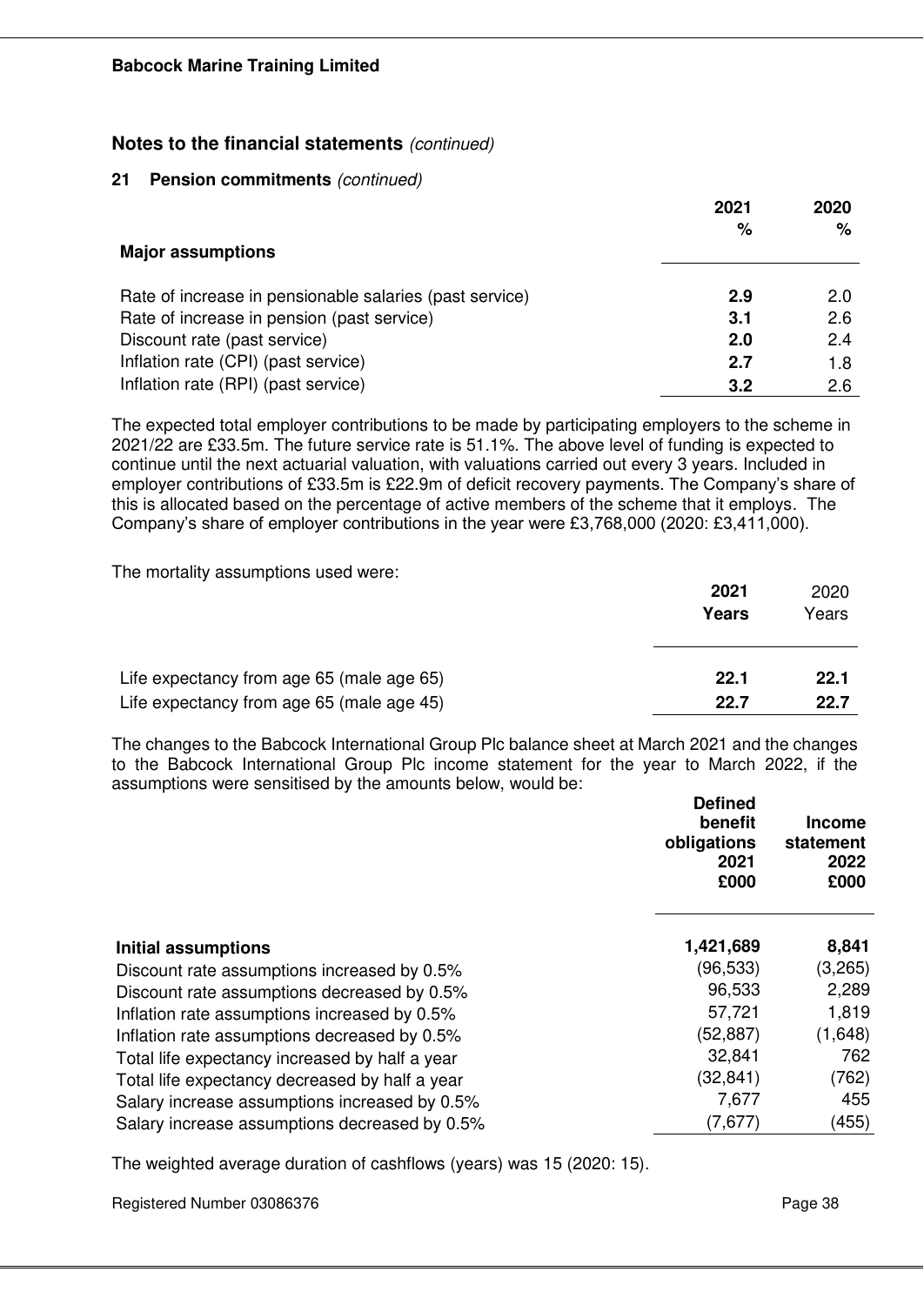**Babcock Marine Training Limited**

## Notes to the financial statements *(continued)*

### 21 Pension commitments *(continued)*

| Major assumptions | 2021 % | 2020 % |
|---|---|---|
| Rate of increase in pensionable salaries (past service) | **2.9** | 2.0 |
| Rate of increase in pension (past service) | **3.1** | 2.6 |
| Discount rate (past service) | **2.0** | 2.4 |
| Inflation rate (CPI) (past service) | **2.7** | 1.8 |
| Inflation rate (RPI) (past service) | **3.2** | 2.6 |

The expected total employer contributions to be made by participating employers to the scheme in 2021/22 are £33.5m. The future service rate is 51.1%. The above level of funding is expected to continue until the next actuarial valuation, with valuations carried out every 3 years. Included in employer contributions of £33.5m is £22.9m of deficit recovery payments. The Company's share of this is allocated based on the percentage of active members of the scheme that it employs. The Company's share of employer contributions in the year were £3,768,000 (2020: £3,411,000).

The mortality assumptions used were:

| | 2021 Years | 2020 Years |
|---|---|---|
| Life expectancy from age 65 (male age 65) | **22.1** | **22.1** |
| Life expectancy from age 65 (male age 45) | **22.7** | **22.7** |

The changes to the Babcock International Group Plc balance sheet at March 2021 and the changes to the Babcock International Group Plc income statement for the year to March 2022, if the assumptions were sensitised by the amounts below, would be:

| | Defined benefit obligations 2021 £000 | Income statement 2022 £000 |
|---|---|---|
| **Initial assumptions** | **1,421,689** | **8,841** |
| Discount rate assumptions increased by 0.5% | (96,533) | (3,265) |
| Discount rate assumptions decreased by 0.5% | 96,533 | 2,289 |
| Inflation rate assumptions increased by 0.5% | 57,721 | 1,819 |
| Inflation rate assumptions decreased by 0.5% | (52,887) | (1,648) |
| Total life expectancy increased by half a year | 32,841 | 762 |
| Total life expectancy decreased by half a year | (32,841) | (762) |
| Salary increase assumptions increased by 0.5% | 7,677 | 455 |
| Salary increase assumptions decreased by 0.5% | (7,677) | (455) |

The weighted average duration of cashflows (years) was 15 (2020: 15).

Registered Number 03086376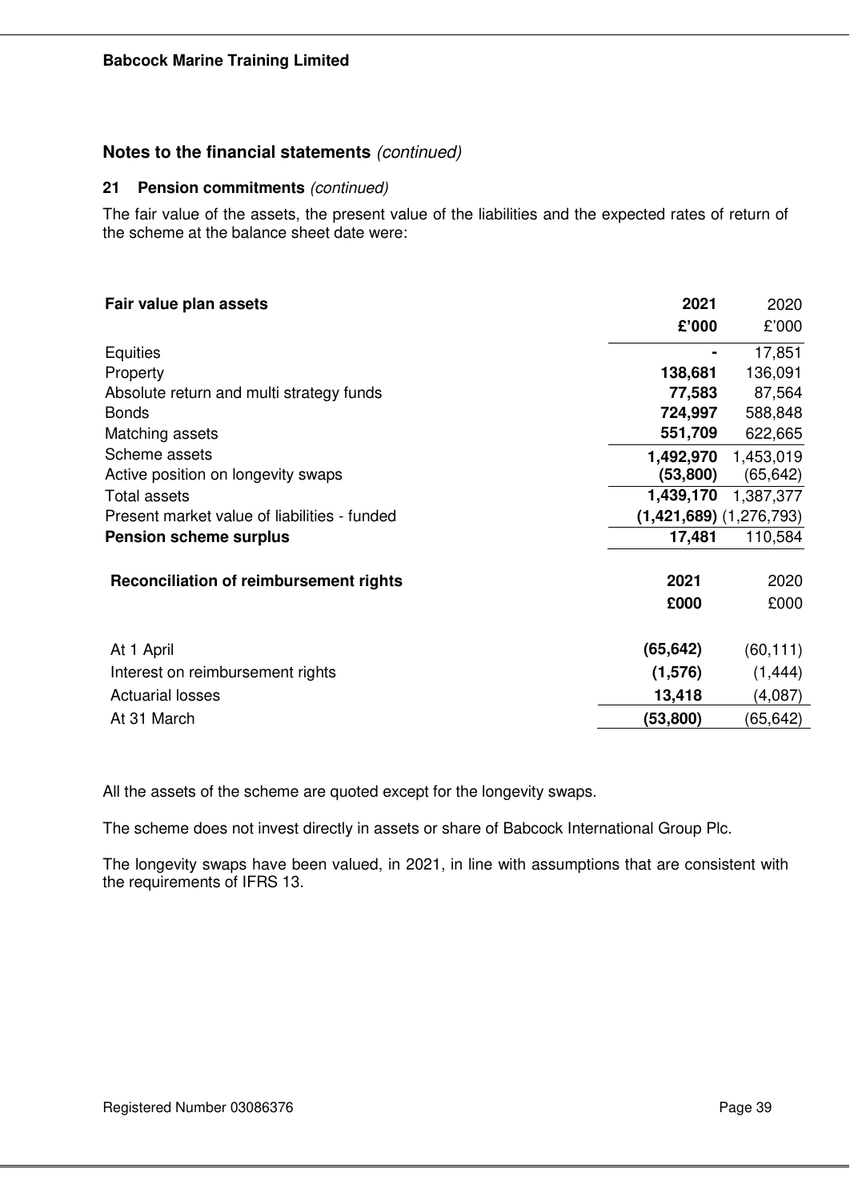## Notes to the financial statements *(continued)*

### 21 Pension commitments *(continued)*

The fair value of the assets, the present value of the liabilities and the expected rates of return of the scheme at the balance sheet date were:

| **Fair value plan assets** | **2021** | 2020 |
|---|---|---|
| | **£'000** | £'000 |
| Equities | **-** | 17,851 |
| Property | **138,681** | 136,091 |
| Absolute return and multi strategy funds | **77,583** | 87,564 |
| Bonds | **724,997** | 588,848 |
| Matching assets | **551,709** | 622,665 |
| Scheme assets | **1,492,970** | 1,453,019 |
| Active position on longevity swaps | **(53,800)** | (65,642) |
| Total assets | **1,439,170** | 1,387,377 |
| Present market value of liabilities - funded | **(1,421,689)** | (1,276,793) |
| **Pension scheme surplus** | **17,481** | 110,584 |

| **Reconciliation of reimbursement rights** | **2021** | 2020 |
|---|---|---|
| | **£000** | £000 |
| At 1 April | **(65,642)** | (60,111) |
| Interest on reimbursement rights | **(1,576)** | (1,444) |
| Actuarial losses | **13,418** | (4,087) |
| At 31 March | **(53,800)** | (65,642) |

All the assets of the scheme are quoted except for the longevity swaps.

The scheme does not invest directly in assets or share of Babcock International Group Plc.

The longevity swaps have been valued, in 2021, in line with assumptions that are consistent with the requirements of IFRS 13.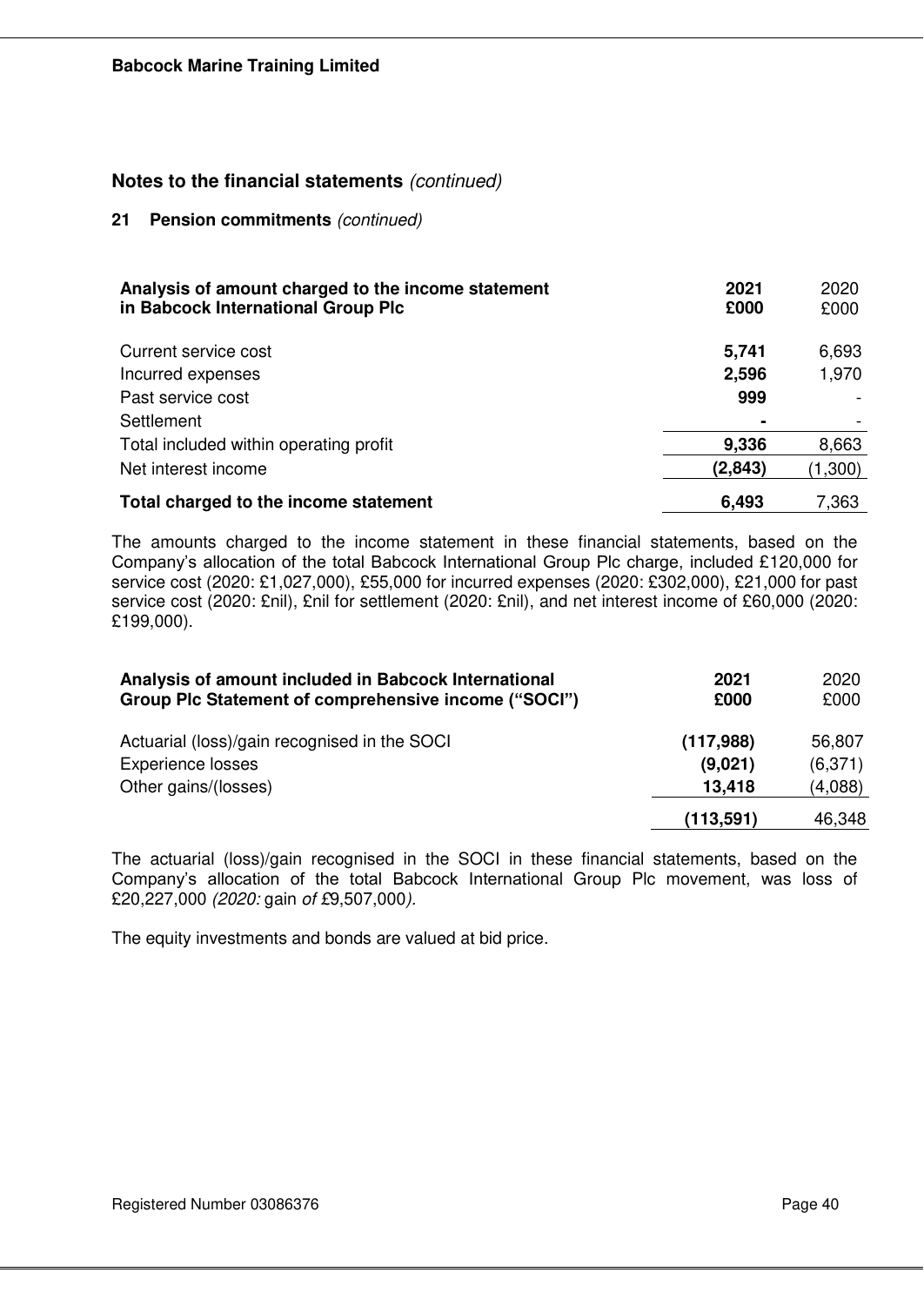## Notes to the financial statements *(continued)*

### 21 Pension commitments *(continued)*

| Analysis of amount charged to the income statement in Babcock International Group Plc | 2021 £000 | 2020 £000 |
|---|---|---|
| Current service cost | **5,741** | 6,693 |
| Incurred expenses | **2,596** | 1,970 |
| Past service cost | **999** | - |
| Settlement | **-** | - |
| Total included within operating profit | **9,336** | 8,663 |
| Net interest income | **(2,843)** | (1,300) |
| **Total charged to the income statement** | **6,493** | 7,363 |

The amounts charged to the income statement in these financial statements, based on the Company's allocation of the total Babcock International Group Plc charge, included £120,000 for service cost (2020: £1,027,000), £55,000 for incurred expenses (2020: £302,000), £21,000 for past service cost (2020: £nil), £nil for settlement (2020: £nil), and net interest income of £60,000 (2020: £199,000).

| Analysis of amount included in Babcock International Group Plc Statement of comprehensive income ("SOCI") | 2021 £000 | 2020 £000 |
|---|---|---|
| Actuarial (loss)/gain recognised in the SOCI | **(117,988)** | 56,807 |
| Experience losses | **(9,021)** | (6,371) |
| Other gains/(losses) | **13,418** | (4,088) |
| | **(113,591)** | 46,348 |

The actuarial (loss)/gain recognised in the SOCI in these financial statements, based on the Company's allocation of the total Babcock International Group Plc movement, was loss of £20,227,000 *(2020:* gain *of* £9,507,000*).*

The equity investments and bonds are valued at bid price.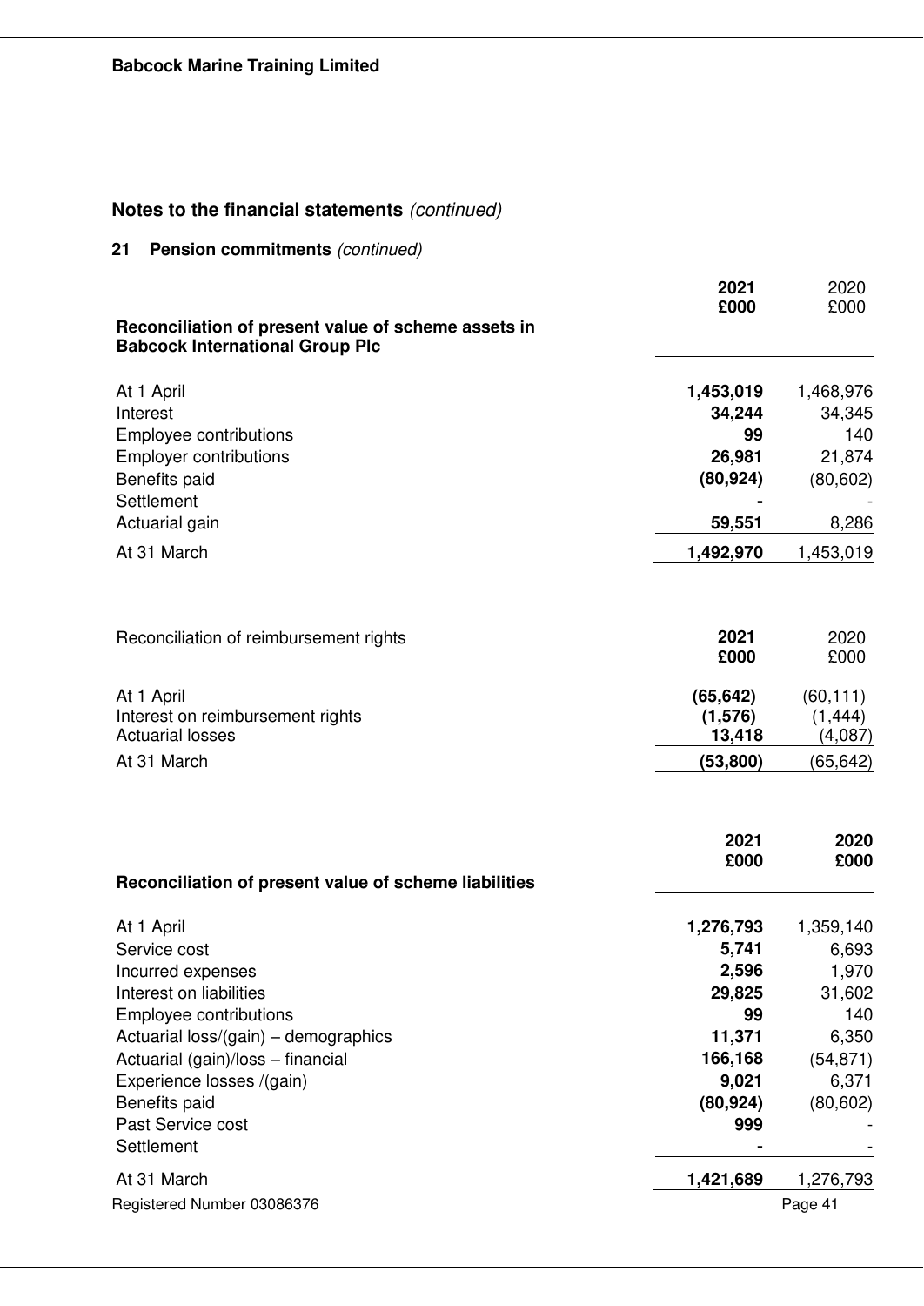## Notes to the financial statements *(continued)*

### 21 Pension commitments *(continued)*

| Reconciliation of present value of scheme assets in Babcock International Group Plc | 2021 £000 | 2020 £000 |
|---|---|---|
| At 1 April | **1,453,019** | 1,468,976 |
| Interest | **34,244** | 34,345 |
| Employee contributions | **99** | 140 |
| Employer contributions | **26,981** | 21,874 |
| Benefits paid | **(80,924)** | (80,602) |
| Settlement | **-** | - |
| Actuarial gain | **59,551** | 8,286 |
| At 31 March | **1,492,970** | 1,453,019 |

| Reconciliation of reimbursement rights | 2021 £000 | 2020 £000 |
|---|---|---|
| At 1 April | **(65,642)** | (60,111) |
| Interest on reimbursement rights | **(1,576)** | (1,444) |
| Actuarial losses | **13,418** | (4,087) |
| At 31 March | **(53,800)** | (65,642) |

| Reconciliation of present value of scheme liabilities | 2021 £000 | 2020 £000 |
|---|---|---|
| At 1 April | **1,276,793** | 1,359,140 |
| Service cost | **5,741** | 6,693 |
| Incurred expenses | **2,596** | 1,970 |
| Interest on liabilities | **29,825** | 31,602 |
| Employee contributions | **99** | 140 |
| Actuarial loss/(gain) – demographics | **11,371** | 6,350 |
| Actuarial (gain)/loss – financial | **166,168** | (54,871) |
| Experience losses /(gain) | **9,021** | 6,371 |
| Benefits paid | **(80,924)** | (80,602) |
| Past Service cost | **999** | - |
| Settlement | **-** | - |
| At 31 March | **1,421,689** | 1,276,793 |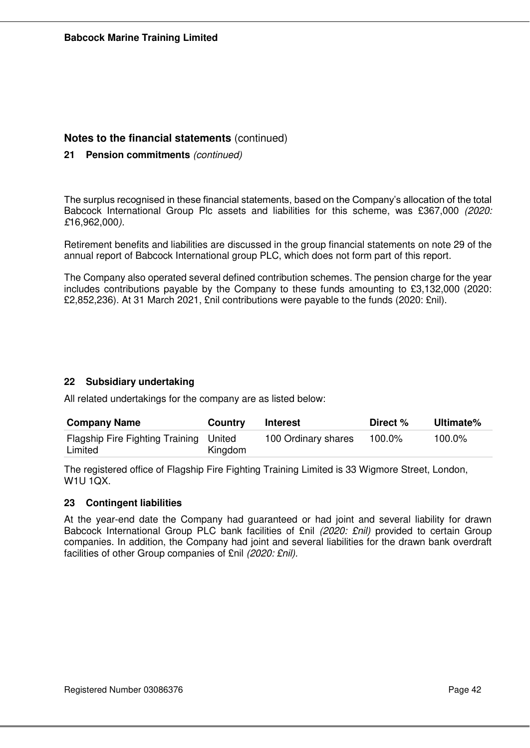## Notes to the financial statements (continued)

### 21 Pension commitments *(continued)*

The surplus recognised in these financial statements, based on the Company's allocation of the total Babcock International Group Plc assets and liabilities for this scheme, was £367,000 *(2020: £16,962,000)*.

Retirement benefits and liabilities are discussed in the group financial statements on note 29 of the annual report of Babcock International group PLC, which does not form part of this report.

The Company also operated several defined contribution schemes. The pension charge for the year includes contributions payable by the Company to these funds amounting to £3,132,000 (2020: £2,852,236). At 31 March 2021, £nil contributions were payable to the funds (2020: £nil).

### 22 Subsidiary undertaking

All related undertakings for the company are as listed below:

| Company Name | Country | Interest | Direct % | Ultimate% |
|---|---|---|---|---|
| Flagship Fire Fighting Training Limited | United Kingdom | 100 Ordinary shares | 100.0% | 100.0% |

The registered office of Flagship Fire Fighting Training Limited is 33 Wigmore Street, London, W1U 1QX.

### 23 Contingent liabilities

At the year-end date the Company had guaranteed or had joint and several liability for drawn Babcock International Group PLC bank facilities of £nil *(2020: £nil)* provided to certain Group companies. In addition, the Company had joint and several liabilities for the drawn bank overdraft facilities of other Group companies of £nil *(2020: £nil)*.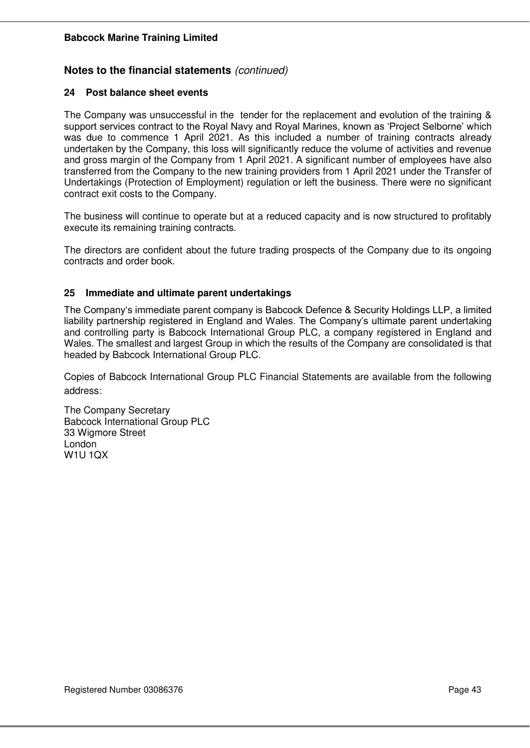## Notes to the financial statements *(continued)*

### 24 Post balance sheet events

The Company was unsuccessful in the tender for the replacement and evolution of the training & support services contract to the Royal Navy and Royal Marines, known as 'Project Selborne' which was due to commence 1 April 2021. As this included a number of training contracts already undertaken by the Company, this loss will significantly reduce the volume of activities and revenue and gross margin of the Company from 1 April 2021. A significant number of employees have also transferred from the Company to the new training providers from 1 April 2021 under the Transfer of Undertakings (Protection of Employment) regulation or left the business. There were no significant contract exit costs to the Company.

The business will continue to operate but at a reduced capacity and is now structured to profitably execute its remaining training contracts.

The directors are confident about the future trading prospects of the Company due to its ongoing contracts and order book.

### 25 Immediate and ultimate parent undertakings

The Company's immediate parent company is Babcock Defence & Security Holdings LLP, a limited liability partnership registered in England and Wales. The Company's ultimate parent undertaking and controlling party is Babcock International Group PLC, a company registered in England and Wales. The smallest and largest Group in which the results of the Company are consolidated is that headed by Babcock International Group PLC.

Copies of Babcock International Group PLC Financial Statements are available from the following address:

The Company Secretary  
Babcock International Group PLC  
33 Wigmore Street  
London  
W1U 1QX